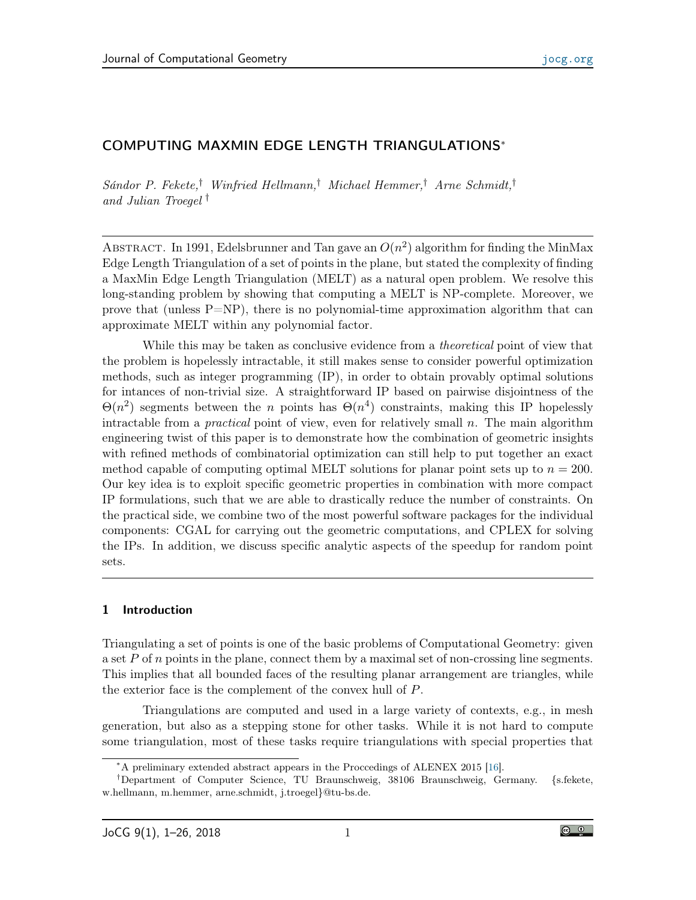# COMPUTING MAXMIN EDGE LENGTH TRIANGULATIONS*

*Sándor P. Fekete,*† *Winfried Hellmann,*† *Michael Hemmer,*† *Arne Schmidt,*† *and Julian Troegel* †

Abstract. In 1991, Edelsbrunner and Tan gave an $O(n^2)$ algorithm for finding the MinMax Edge Length Triangulation of a set of points in the plane, but stated the complexity of finding a MaxMin Edge Length Triangulation (MELT) as a natural open problem. We resolve this long-standing problem by showing that computing a MELT is NP-complete. Moreover, we prove that (unless P=NP), there is no polynomial-time approximation algorithm that can approximate MELT within any polynomial factor.

While this may be taken as conclusive evidence from a *theoretical* point of view that the problem is hopelessly intractable, it still makes sense to consider powerful optimization methods, such as integer programming (IP), in order to obtain provably optimal solutions for intances of non-trivial size. A straightforward IP based on pairwise disjointness of the $\Theta(n^2)$ segments between the $n$ points has $\Theta(n^4)$ constraints, making this IP hopelessly intractable from a *practical* point of view, even for relatively small $n$. The main algorithm engineering twist of this paper is to demonstrate how the combination of geometric insights with refined methods of combinatorial optimization can still help to put together an exact method capable of computing optimal MELT solutions for planar point sets up to $n = 200$. Our key idea is to exploit specific geometric properties in combination with more compact IP formulations, such that we are able to drastically reduce the number of constraints. On the practical side, we combine two of the most powerful software packages for the individual components: CGAL for carrying out the geometric computations, and CPLEX for solving the IPs. In addition, we discuss specific analytic aspects of the speedup for random point sets.

## 1 Introduction

Triangulating a set of points is one of the basic problems of Computational Geometry: given a set $P$ of $n$ points in the plane, connect them by a maximal set of non-crossing line segments. This implies that all bounded faces of the resulting planar arrangement are triangles, while the exterior face is the complement of the convex hull of $P$.

Triangulations are computed and used in a large variety of contexts, e.g., in mesh generation, but also as a stepping stone for other tasks. While it is not hard to compute some triangulation, most of these tasks require triangulations with special properties that

*A preliminary extended abstract appears in the Proccedings of ALENEX 2015 [16].

†Department of Computer Science, TU Braunschweig, 38106 Braunschweig, Germany. {s.fekete, w.hellmann, m.hemmer, arne.schmidt, j.troegel}@tu-bs.de.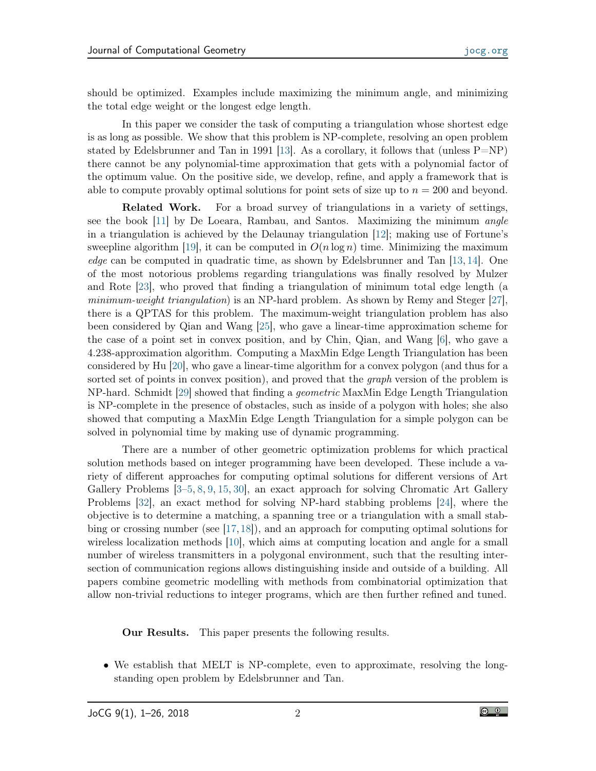should be optimized. Examples include maximizing the minimum angle, and minimizing the total edge weight or the longest edge length.

In this paper we consider the task of computing a triangulation whose shortest edge is as long as possible. We show that this problem is NP-complete, resolving an open problem stated by Edelsbrunner and Tan in 1991 [13]. As a corollary, it follows that (unless P=NP) there cannot be any polynomial-time approximation that gets with a polynomial factor of the optimum value. On the positive side, we develop, refine, and apply a framework that is able to compute provably optimal solutions for point sets of size up to $n = 200$ and beyond.

**Related Work.** For a broad survey of triangulations in a variety of settings, see the book [11] by De Loeara, Rambau, and Santos. Maximizing the minimum *angle* in a triangulation is achieved by the Delaunay triangulation [12]; making use of Fortune's sweepline algorithm [19], it can be computed in $O(n \log n)$ time. Minimizing the maximum *edge* can be computed in quadratic time, as shown by Edelsbrunner and Tan [13, 14]. One of the most notorious problems regarding triangulations was finally resolved by Mulzer and Rote [23], who proved that finding a triangulation of minimum total edge length (a *minimum-weight triangulation*) is an NP-hard problem. As shown by Remy and Steger [27], there is a QPTAS for this problem. The maximum-weight triangulation problem has also been considered by Qian and Wang [25], who gave a linear-time approximation scheme for the case of a point set in convex position, and by Chin, Qian, and Wang [6], who gave a 4.238-approximation algorithm. Computing a MaxMin Edge Length Triangulation has been considered by Hu [20], who gave a linear-time algorithm for a convex polygon (and thus for a sorted set of points in convex position), and proved that the *graph* version of the problem is NP-hard. Schmidt [29] showed that finding a *geometric* MaxMin Edge Length Triangulation is NP-complete in the presence of obstacles, such as inside of a polygon with holes; she also showed that computing a MaxMin Edge Length Triangulation for a simple polygon can be solved in polynomial time by making use of dynamic programming.

There are a number of other geometric optimization problems for which practical solution methods based on integer programming have been developed. These include a variety of different approaches for computing optimal solutions for different versions of Art Gallery Problems [3–5, 8, 9, 15, 30], an exact approach for solving Chromatic Art Gallery Problems [32], an exact method for solving NP-hard stabbing problems [24], where the objective is to determine a matching, a spanning tree or a triangulation with a small stabbing or crossing number (see [17, 18]), and an approach for computing optimal solutions for wireless localization methods [10], which aims at computing location and angle for a small number of wireless transmitters in a polygonal environment, such that the resulting intersection of communication regions allows distinguishing inside and outside of a building. All papers combine geometric modelling with methods from combinatorial optimization that allow non-trivial reductions to integer programs, which are then further refined and tuned.

**Our Results.** This paper presents the following results.

- We establish that MELT is NP-complete, even to approximate, resolving the long-standing open problem by Edelsbrunner and Tan.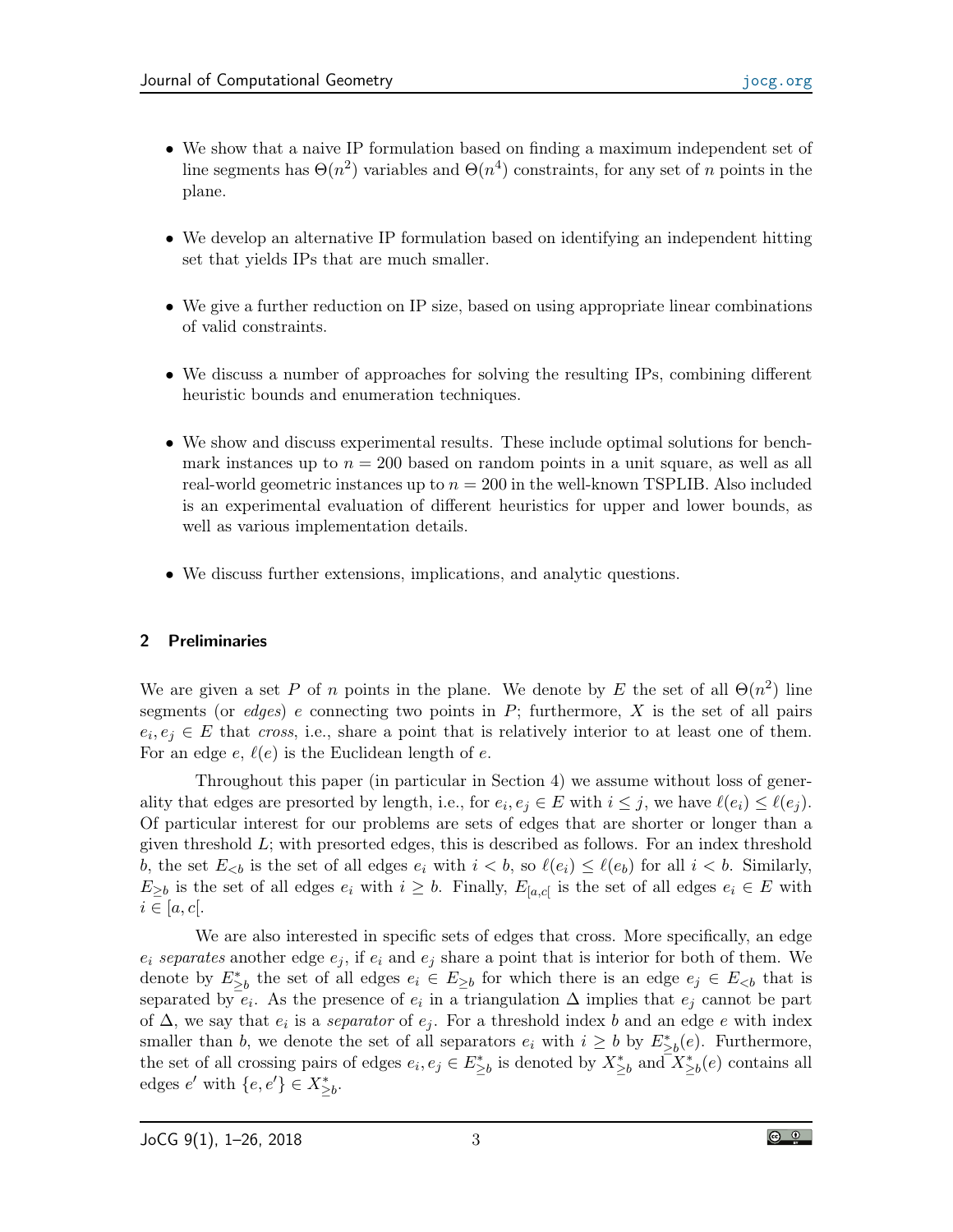- We show that a naive IP formulation based on finding a maximum independent set of line segments has $\Theta(n^2)$ variables and $\Theta(n^4)$ constraints, for any set of $n$ points in the plane.

- We develop an alternative IP formulation based on identifying an independent hitting set that yields IPs that are much smaller.

- We give a further reduction on IP size, based on using appropriate linear combinations of valid constraints.

- We discuss a number of approaches for solving the resulting IPs, combining different heuristic bounds and enumeration techniques.

- We show and discuss experimental results. These include optimal solutions for benchmark instances up to $n = 200$ based on random points in a unit square, as well as all real-world geometric instances up to $n = 200$ in the well-known TSPLIB. Also included is an experimental evaluation of different heuristics for upper and lower bounds, as well as various implementation details.

- We discuss further extensions, implications, and analytic questions.

## 2 Preliminaries

We are given a set $P$ of $n$ points in the plane. We denote by $E$ the set of all $\Theta(n^2)$ line segments (or *edges*) $e$ connecting two points in $P$; furthermore, $X$ is the set of all pairs $e_i, e_j \in E$ that *cross*, i.e., share a point that is relatively interior to at least one of them. For an edge $e$, $\ell(e)$ is the Euclidean length of $e$.

Throughout this paper (in particular in Section 4) we assume without loss of generality that edges are presorted by length, i.e., for $e_i, e_j \in E$ with $i \leq j$, we have $\ell(e_i) \leq \ell(e_j)$. Of particular interest for our problems are sets of edges that are shorter or longer than a given threshold $L$; with presorted edges, this is described as follows. For an index threshold $b$, the set $E_{<b}$ is the set of all edges $e_i$ with $i < b$, so $\ell(e_i) \leq \ell(e_b)$ for all $i < b$. Similarly, $E_{\geq b}$ is the set of all edges $e_i$ with $i \geq b$. Finally, $E_{[a,c[}$ is the set of all edges $e_i \in E$ with $i \in [a, c[$.

We are also interested in specific sets of edges that cross. More specifically, an edge $e_i$ *separates* another edge $e_j$, if $e_i$ and $e_j$ share a point that is interior for both of them. We denote by $E^*_{\geq b}$ the set of all edges $e_i \in E_{\geq b}$ for which there is an edge $e_j \in E_{<b}$ that is separated by $e_i$. As the presence of $e_i$ in a triangulation $\Delta$ implies that $e_j$ cannot be part of $\Delta$, we say that $e_i$ is a *separator* of $e_j$. For a threshold index $b$ and an edge $e$ with index smaller than $b$, we denote the set of all separators $e_i$ with $i \geq b$ by $E^*_{\geq b}(e)$. Furthermore, the set of all crossing pairs of edges $e_i, e_j \in E^*_{\geq b}$ is denoted by $X^*_{\geq b}$ and $X^*_{\geq b}(e)$ contains all edges $e'$ with $\{e, e'\} \in X^*_{\geq b}$.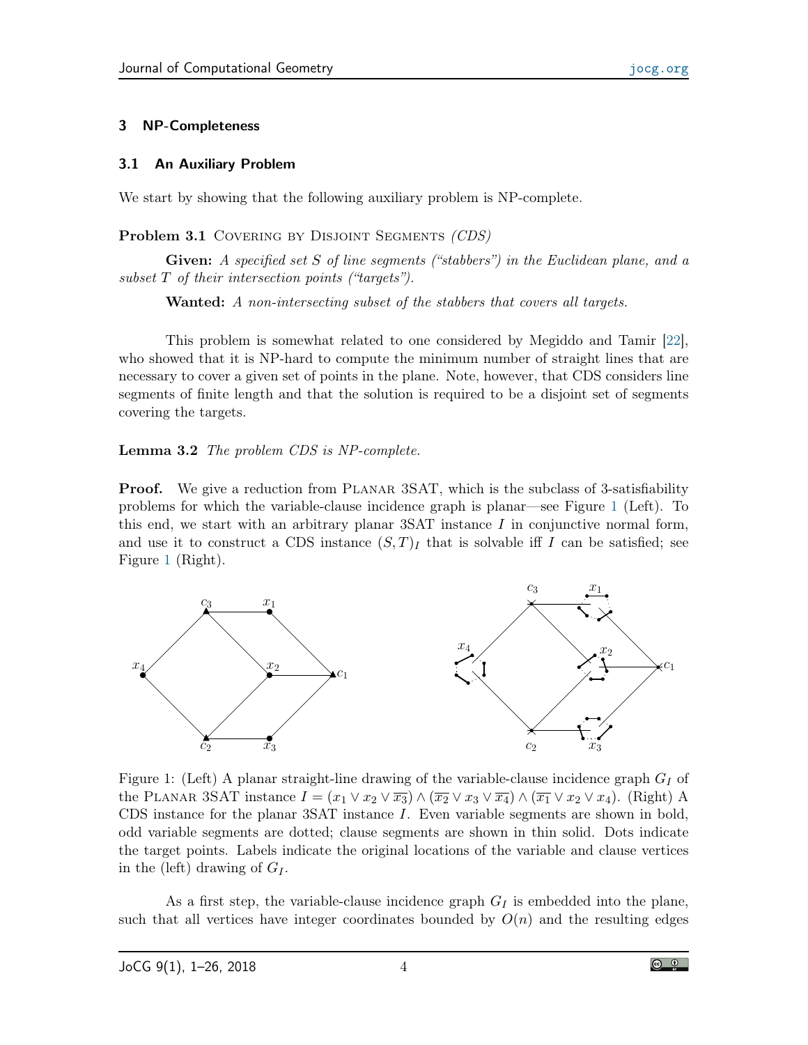## 3 NP-Completeness

### 3.1 An Auxiliary Problem

We start by showing that the following auxiliary problem is NP-complete.

**Problem 3.1** Covering by Disjoint Segments *(CDS)*

**Given:** *A specified set $S$ of line segments ("stabbers") in the Euclidean plane, and a subset $T$ of their intersection points ("targets").*

**Wanted:** *A non-intersecting subset of the stabbers that covers all targets.*

This problem is somewhat related to one considered by Megiddo and Tamir [22], who showed that it is NP-hard to compute the minimum number of straight lines that are necessary to cover a given set of points in the plane. Note, however, that CDS considers line segments of finite length and that the solution is required to be a disjoint set of segments covering the targets.

**Lemma 3.2** *The problem CDS is NP-complete.*

**Proof.** We give a reduction from Planar 3SAT, which is the subclass of 3-satisfiability problems for which the variable-clause incidence graph is planar—see Figure 1 (Left). To this end, we start with an arbitrary planar 3SAT instance $I$ in conjunctive normal form, and use it to construct a CDS instance $(S, T)_I$ that is solvable iff $I$ can be satisfied; see Figure 1 (Right).

Figure 1: (Left) A planar straight-line drawing of the variable-clause incidence graph $G_I$ of the Planar 3SAT instance $I = (x_1 \vee x_2 \vee \overline{x_3}) \wedge (\overline{x_2} \vee x_3 \vee \overline{x_4}) \wedge (\overline{x_1} \vee x_2 \vee x_4)$. (Right) A CDS instance for the planar 3SAT instance $I$. Even variable segments are shown in bold, odd variable segments are dotted; clause segments are shown in thin solid. Dots indicate the target points. Labels indicate the original locations of the variable and clause vertices in the (left) drawing of $G_I$.

As a first step, the variable-clause incidence graph $G_I$ is embedded into the plane, such that all vertices have integer coordinates bounded by $O(n)$ and the resulting edges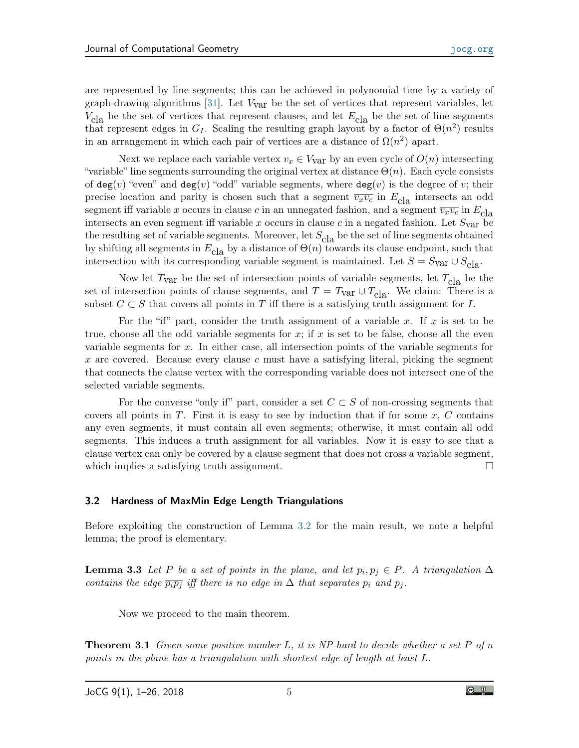are represented by line segments; this can be achieved in polynomial time by a variety of graph-drawing algorithms [31]. Let $V_{\text{var}}$ be the set of vertices that represent variables, let $V_{\text{cla}}$ be the set of vertices that represent clauses, and let $E_{\text{cla}}$ be the set of line segments that represent edges in $G_I$. Scaling the resulting graph layout by a factor of $\Theta(n^2)$ results in an arrangement in which each pair of vertices are a distance of $\Omega(n^2)$ apart.

Next we replace each variable vertex $v_x \in V_{\text{var}}$ by an even cycle of $O(n)$ intersecting "variable" line segments surrounding the original vertex at distance $\Theta(n)$. Each cycle consists of $\mathtt{deg}(v)$ "even" and $\mathtt{deg}(v)$ "odd" variable segments, where $\mathtt{deg}(v)$ is the degree of $v$; their precise location and parity is chosen such that a segment $\overline{v_x v_c}$ in $E_{\text{cla}}$ intersects an odd segment iff variable $x$ occurs in clause $c$ in an unnegated fashion, and a segment $\overline{v_x v_c}$ in $E_{\text{cla}}$ intersects an even segment iff variable $x$ occurs in clause $c$ in a negated fashion. Let $S_{\text{var}}$ be the resulting set of variable segments. Moreover, let $S_{\text{cla}}$ be the set of line segments obtained by shifting all segments in $E_{\text{cla}}$ by a distance of $\Theta(n)$ towards its clause endpoint, such that intersection with its corresponding variable segment is maintained. Let $S = S_{\text{var}} \cup S_{\text{cla}}$.

Now let $T_{\text{var}}$ be the set of intersection points of variable segments, let $T_{\text{cla}}$ be the set of intersection points of clause segments, and $T = T_{\text{var}} \cup T_{\text{cla}}$. We claim: There is a subset $C \subset S$ that covers all points in $T$ iff there is a satisfying truth assignment for $I$.

For the "if" part, consider the truth assignment of a variable $x$. If $x$ is set to be true, choose all the odd variable segments for $x$; if $x$ is set to be false, choose all the even variable segments for $x$. In either case, all intersection points of the variable segments for $x$ are covered. Because every clause $c$ must have a satisfying literal, picking the segment that connects the clause vertex with the corresponding variable does not intersect one of the selected variable segments.

For the converse "only if" part, consider a set $C \subset S$ of non-crossing segments that covers all points in $T$. First it is easy to see by induction that if for some $x$, $C$ contains any even segments, it must contain all even segments; otherwise, it must contain all odd segments. This induces a truth assignment for all variables. Now it is easy to see that a clause vertex can only be covered by a clause segment that does not cross a variable segment, which implies a satisfying truth assignment. □

### 3.2 Hardness of MaxMin Edge Length Triangulations

Before exploiting the construction of Lemma 3.2 for the main result, we note a helpful lemma; the proof is elementary.

**Lemma 3.3** *Let $P$ be a set of points in the plane, and let $p_i, p_j \in P$. A triangulation $\Delta$ contains the edge $\overline{p_i p_j}$ iff there is no edge in $\Delta$ that separates $p_i$ and $p_j$.*

Now we proceed to the main theorem.

**Theorem 3.1** *Given some positive number $L$, it is NP-hard to decide whether a set $P$ of $n$ points in the plane has a triangulation with shortest edge of length at least $L$.*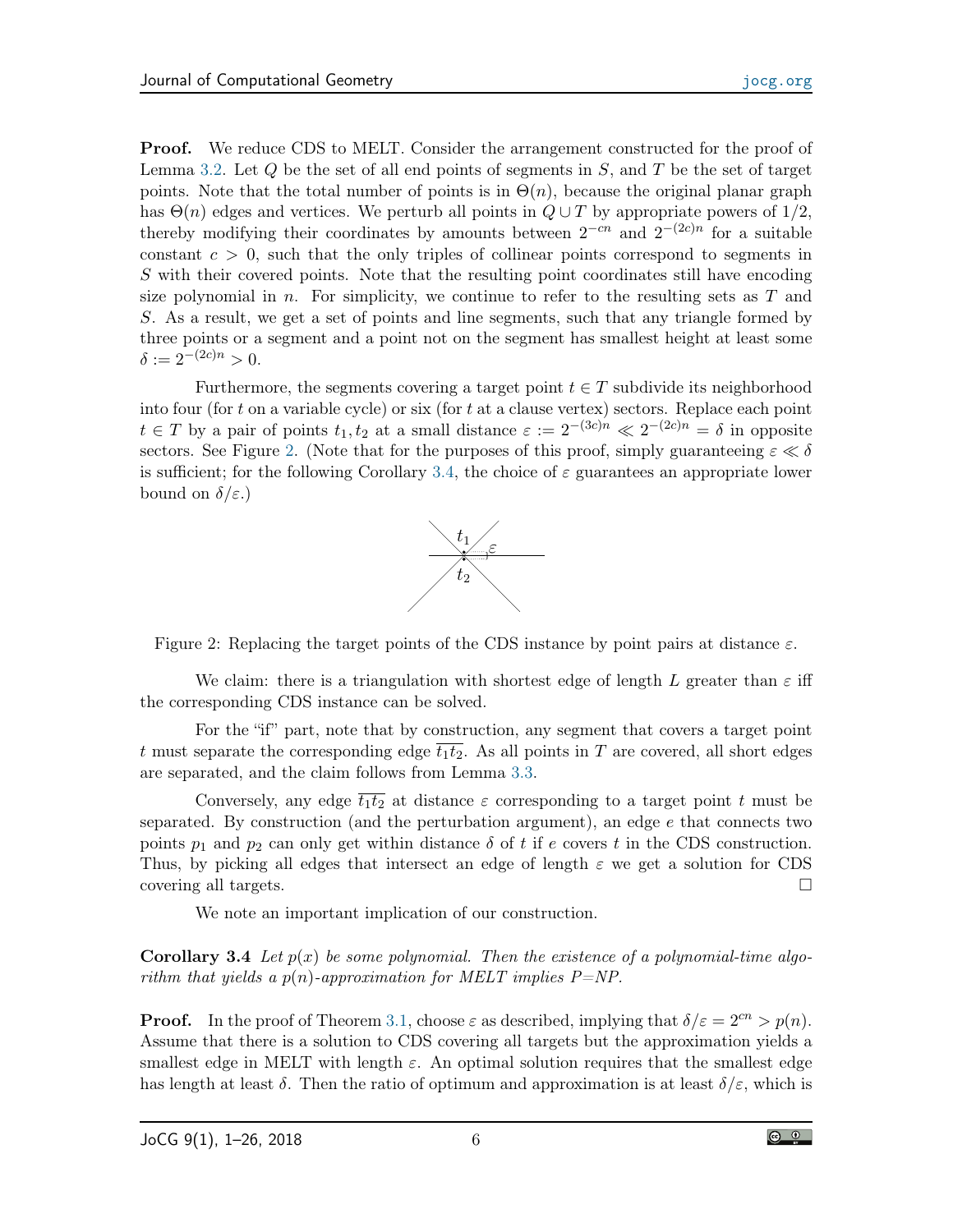**Proof.** We reduce CDS to MELT. Consider the arrangement constructed for the proof of Lemma 3.2. Let $Q$ be the set of all end points of segments in $S$, and $T$ be the set of target points. Note that the total number of points is in $\Theta(n)$, because the original planar graph has $\Theta(n)$ edges and vertices. We perturb all points in $Q \cup T$ by appropriate powers of 1/2, thereby modifying their coordinates by amounts between $2^{-cn}$ and $2^{-(2c)n}$ for a suitable constant $c > 0$, such that the only triples of collinear points correspond to segments in $S$ with their covered points. Note that the resulting point coordinates still have encoding size polynomial in $n$. For simplicity, we continue to refer to the resulting sets as $T$ and $S$. As a result, we get a set of points and line segments, such that any triangle formed by three points or a segment and a point not on the segment has smallest height at least some $\delta := 2^{-(2c)n} > 0$.

Furthermore, the segments covering a target point $t \in T$ subdivide its neighborhood into four (for $t$ on a variable cycle) or six (for $t$ at a clause vertex) sectors. Replace each point $t \in T$ by a pair of points $t_1, t_2$ at a small distance $\varepsilon := 2^{-(3c)n} \ll 2^{-(2c)n} = \delta$ in opposite sectors. See Figure 2. (Note that for the purposes of this proof, simply guaranteeing $\varepsilon \ll \delta$ is sufficient; for the following Corollary 3.4, the choice of $\varepsilon$ guarantees an appropriate lower bound on $\delta/\varepsilon$.)

Figure 2: Replacing the target points of the CDS instance by point pairs at distance $\varepsilon$.

We claim: there is a triangulation with shortest edge of length $L$ greater than $\varepsilon$ iff the corresponding CDS instance can be solved.

For the "if" part, note that by construction, any segment that covers a target point $t$ must separate the corresponding edge $\overline{t_1 t_2}$. As all points in $T$ are covered, all short edges are separated, and the claim follows from Lemma 3.3.

Conversely, any edge $\overline{t_1 t_2}$ at distance $\varepsilon$ corresponding to a target point $t$ must be separated. By construction (and the perturbation argument), an edge $e$ that connects two points $p_1$ and $p_2$ can only get within distance $\delta$ of $t$ if $e$ covers $t$ in the CDS construction. Thus, by picking all edges that intersect an edge of length $\varepsilon$ we get a solution for CDS covering all targets. □

We note an important implication of our construction.

**Corollary 3.4** *Let $p(x)$ be some polynomial. Then the existence of a polynomial-time algorithm that yields a $p(n)$-approximation for MELT implies P=NP.*

**Proof.** In the proof of Theorem 3.1, choose $\varepsilon$ as described, implying that $\delta/\varepsilon = 2^{cn} > p(n)$. Assume that there is a solution to CDS covering all targets but the approximation yields a smallest edge in MELT with length $\varepsilon$. An optimal solution requires that the smallest edge has length at least $\delta$. Then the ratio of optimum and approximation is at least $\delta/\varepsilon$, which is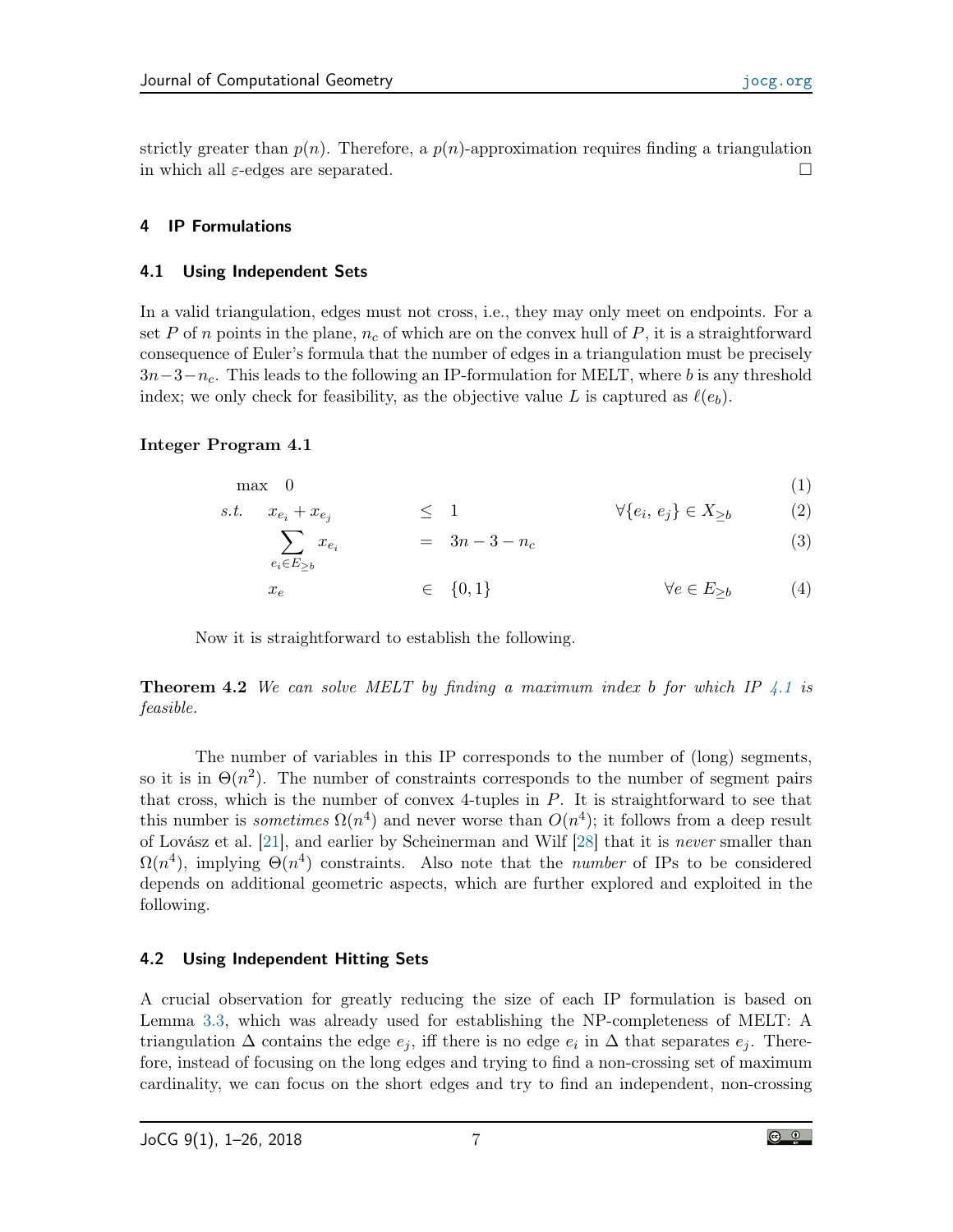strictly greater than $p(n)$. Therefore, a $p(n)$-approximation requires finding a triangulation in which all $\varepsilon$-edges are separated. □

## 4 IP Formulations

### 4.1 Using Independent Sets

In a valid triangulation, edges must not cross, i.e., they may only meet on endpoints. For a set $P$ of $n$ points in the plane, $n_c$ of which are on the convex hull of $P$, it is a straightforward consequence of Euler's formula that the number of edges in a triangulation must be precisely $3n-3-n_c$. This leads to the following an IP-formulation for MELT, where $b$ is any threshold index; we only check for feasibility, as the objective value $L$ is captured as $\ell(e_b)$.

**Integer Program 4.1**

$$
\begin{aligned}
&\max \quad 0 && && && (1)\\
&s.t. \quad x_{e_i} + x_{e_j} && \leq && 1 \qquad && \forall \{e_i, e_j\} \in X_{\geq b} \qquad (2)\\
&\qquad \sum_{e_i \in E_{\geq b}} x_{e_i} && = && 3n - 3 - n_c && (3)\\
&\qquad x_e && \in && \{0,1\} && \forall e \in E_{\geq b} \qquad (4)
\end{aligned}
$$

Now it is straightforward to establish the following.

**Theorem 4.2** *We can solve MELT by finding a maximum index $b$ for which IP 4.1 is feasible.*

The number of variables in this IP corresponds to the number of (long) segments, so it is in $\Theta(n^2)$. The number of constraints corresponds to the number of segment pairs that cross, which is the number of convex 4-tuples in $P$. It is straightforward to see that this number is *sometimes* $\Omega(n^4)$ and never worse than $O(n^4)$; it follows from a deep result of Lovász et al. [21], and earlier by Scheinerman and Wilf [28] that it is *never* smaller than $\Omega(n^4)$, implying $\Theta(n^4)$ constraints. Also note that the *number* of IPs to be considered depends on additional geometric aspects, which are further explored and exploited in the following.

### 4.2 Using Independent Hitting Sets

A crucial observation for greatly reducing the size of each IP formulation is based on Lemma 3.3, which was already used for establishing the NP-completeness of MELT: A triangulation $\Delta$ contains the edge $e_j$, iff there is no edge $e_i$ in $\Delta$ that separates $e_j$. Therefore, instead of focusing on the long edges and trying to find a non-crossing set of maximum cardinality, we can focus on the short edges and try to find an independent, non-crossing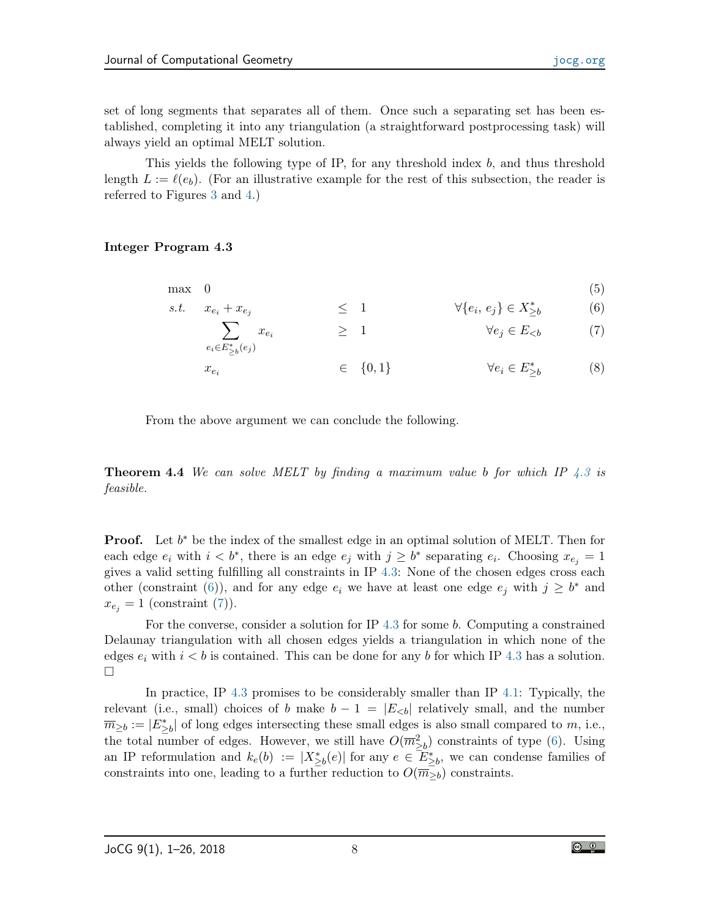set of long segments that separates all of them. Once such a separating set has been established, completing it into any triangulation (a straightforward postprocessing task) will always yield an optimal MELT solution.

This yields the following type of IP, for any threshold index $b$, and thus threshold length $L := \ell(e_b)$. (For an illustrative example for the rest of this subsection, the reader is referred to Figures 3 and 4.)

**Integer Program 4.3**

$$
\begin{array}{llcll}
\max & 0 & & & (5)\\
s.t. & x_{e_i} + x_{e_j} & \leq & 1 \qquad \forall \{e_i, e_j\} \in X^*_{\geq b} & (6)\\
& \displaystyle\sum_{e_i \in E^*_{\geq b}(e_j)} x_{e_i} & \geq & 1 \qquad \forall e_j \in E_{<b} & (7)\\
& x_{e_i} & \in & \{0,1\} \qquad \forall e_i \in E^*_{\geq b} & (8)
\end{array}
$$

From the above argument we can conclude the following.

**Theorem 4.4** *We can solve MELT by finding a maximum value $b$ for which IP 4.3 is feasible.*

**Proof.** Let $b^*$ be the index of the smallest edge in an optimal solution of MELT. Then for each edge $e_i$ with $i < b^*$, there is an edge $e_j$ with $j \geq b^*$ separating $e_i$. Choosing $x_{e_j} = 1$ gives a valid setting fulfilling all constraints in IP 4.3: None of the chosen edges cross each other (constraint (6)), and for any edge $e_i$ we have at least one edge $e_j$ with $j \geq b^*$ and $x_{e_j} = 1$ (constraint (7)).

For the converse, consider a solution for IP 4.3 for some $b$. Computing a constrained Delaunay triangulation with all chosen edges yields a triangulation in which none of the edges $e_i$ with $i < b$ is contained. This can be done for any $b$ for which IP 4.3 has a solution. □

In practice, IP 4.3 promises to be considerably smaller than IP 4.1: Typically, the relevant (i.e., small) choices of $b$ make $b - 1 = |E_{<b}|$ relatively small, and the number $\overline{m}_{\geq b} := |E^*_{\geq b}|$ of long edges intersecting these small edges is also small compared to $m$, i.e., the total number of edges. However, we still have $O(\overline{m}^2_{\geq b})$ constraints of type (6). Using an IP reformulation and $k_e(b) := |X^*_{\geq b}(e)|$ for any $e \in E^*_{\geq b}$, we can condense families of constraints into one, leading to a further reduction to $O(\overline{m}_{\geq b})$ constraints.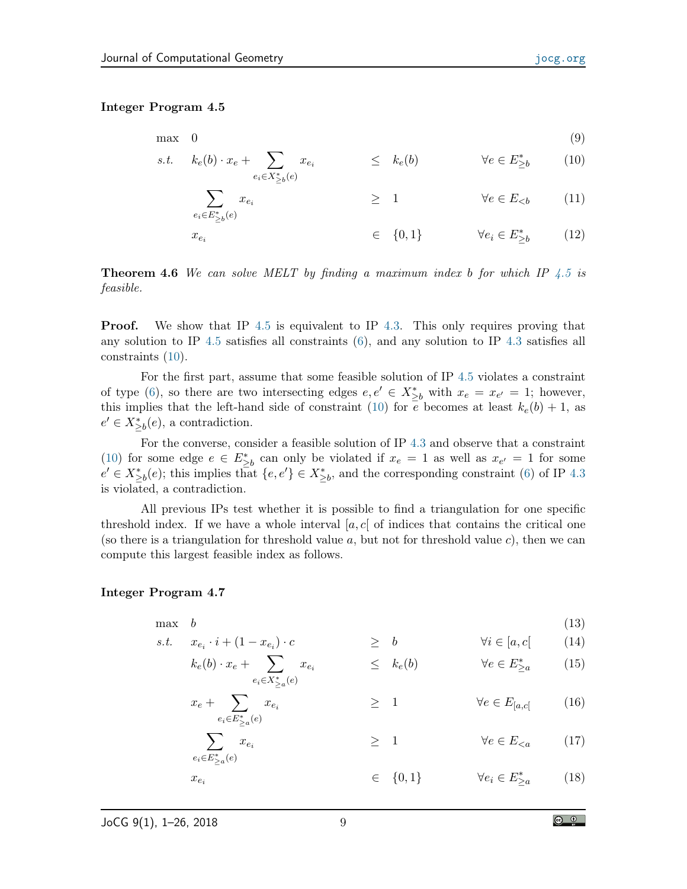**Integer Program 4.5**

$$
\begin{array}{llcll}
\max & 0 & & & (9) \\
s.t. & k_e(b) \cdot x_e + \sum_{e_i \in X^*_{\geq b}(e)} x_{e_i} & \leq & k_e(b) \qquad \forall e \in E^*_{\geq b} & (10) \\
& \sum_{e_i \in E^*_{\geq b}(e)} x_{e_i} & \geq & 1 \qquad \forall e \in E_{<b} & (11) \\
& x_{e_i} & \in & \{0,1\} \qquad \forall e_i \in E^*_{\geq b} & (12)
\end{array}
$$

**Theorem 4.6** *We can solve MELT by finding a maximum index $b$ for which IP 4.5 is feasible.*

**Proof.** We show that IP 4.5 is equivalent to IP 4.3. This only requires proving that any solution to IP 4.5 satisfies all constraints (6), and any solution to IP 4.3 satisfies all constraints (10).

For the first part, assume that some feasible solution of IP 4.5 violates a constraint of type (6), so there are two intersecting edges $e, e' \in X^*_{\geq b}$ with $x_e = x_{e'} = 1$; however, this implies that the left-hand side of constraint (10) for $e$ becomes at least $k_e(b) + 1$, as $e' \in X^*_{\geq b}(e)$, a contradiction.

For the converse, consider a feasible solution of IP 4.3 and observe that a constraint (10) for some edge $e \in E^*_{\geq b}$ can only be violated if $x_e = 1$ as well as $x_{e'} = 1$ for some $e' \in X^*_{\geq b}(e)$; this implies that $\{e, e'\} \in X^*_{\geq b}$, and the corresponding constraint (6) of IP 4.3 is violated, a contradiction.

All previous IPs test whether it is possible to find a triangulation for one specific threshold index. If we have a whole interval $[a, c[$ of indices that contains the critical one (so there is a triangulation for threshold value $a$, but not for threshold value $c$), then we can compute this largest feasible index as follows.

**Integer Program 4.7**

$$
\begin{array}{llcll}
\max & b & & & (13) \\
s.t. & x_{e_i} \cdot i + (1 - x_{e_i}) \cdot c & \geq & b \qquad \forall i \in [a, c[ & (14) \\
& k_e(b) \cdot x_e + \sum_{e_i \in X^*_{\geq a}(e)} x_{e_i} & \leq & k_e(b) \qquad \forall e \in E^*_{\geq a} & (15) \\
& x_e + \sum_{e_i \in E^*_{\geq a}(e)} x_{e_i} & \geq & 1 \qquad \forall e \in E_{[a,c[} & (16) \\
& \sum_{e_i \in E^*_{\geq a}(e)} x_{e_i} & \geq & 1 \qquad \forall e \in E_{<a} & (17) \\
& x_{e_i} & \in & \{0,1\} \qquad \forall e_i \in E^*_{\geq a} & (18)
\end{array}
$$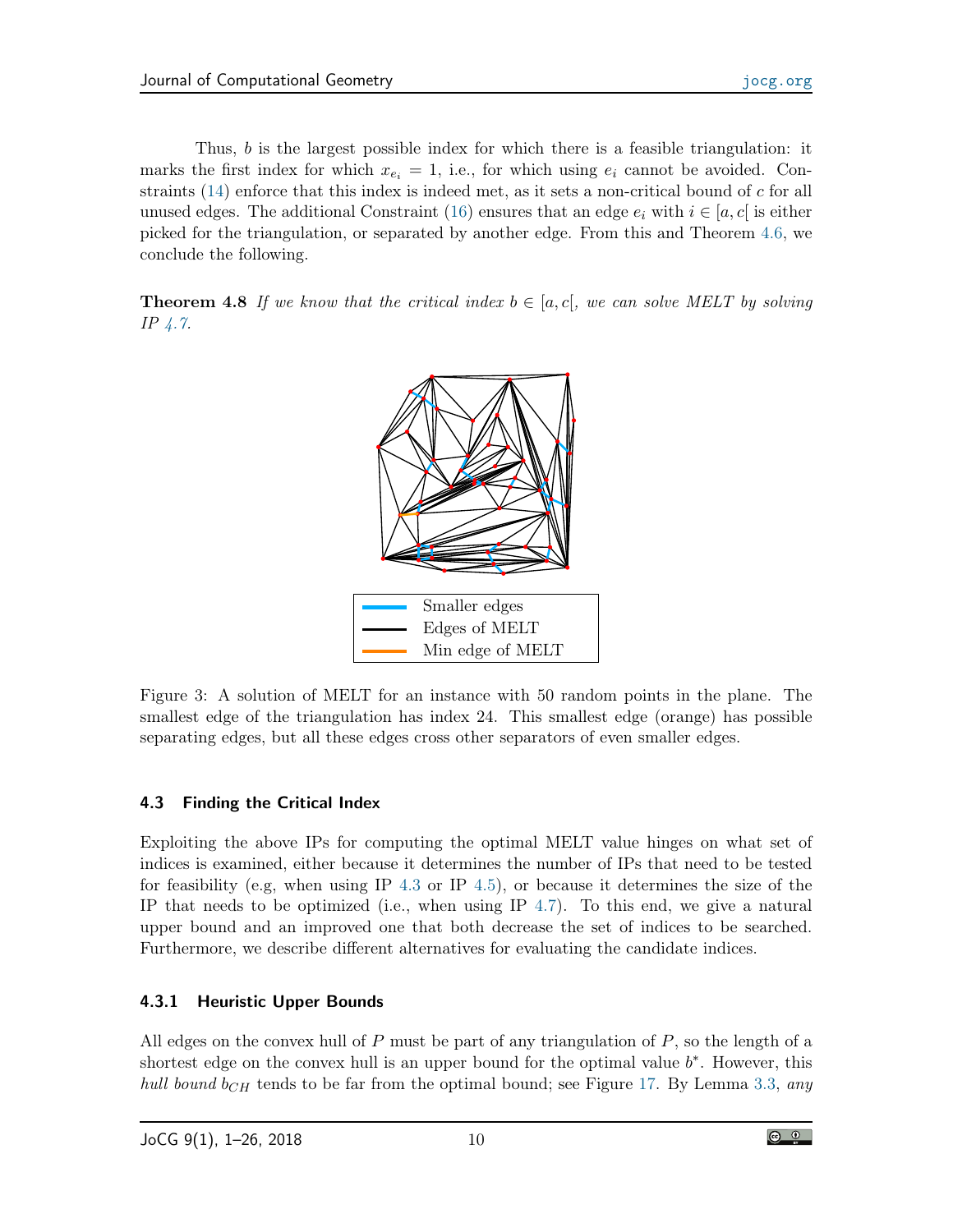Thus, $b$ is the largest possible index for which there is a feasible triangulation: it marks the first index for which $x_{e_i} = 1$, i.e., for which using $e_i$ cannot be avoided. Constraints (14) enforce that this index is indeed met, as it sets a non-critical bound of $c$ for all unused edges. The additional Constraint (16) ensures that an edge $e_i$ with $i \in [a, c[$ is either picked for the triangulation, or separated by another edge. From this and Theorem 4.6, we conclude the following.

**Theorem 4.8** *If we know that the critical index $b \in [a, c[$, we can solve MELT by solving IP 4.7.*

Figure 3: A solution of MELT for an instance with 50 random points in the plane. The smallest edge of the triangulation has index 24. This smallest edge (orange) has possible separating edges, but all these edges cross other separators of even smaller edges.

### 4.3 Finding the Critical Index

Exploiting the above IPs for computing the optimal MELT value hinges on what set of indices is examined, either because it determines the number of IPs that need to be tested for feasibility (e.g, when using IP 4.3 or IP 4.5), or because it determines the size of the IP that needs to be optimized (i.e., when using IP 4.7). To this end, we give a natural upper bound and an improved one that both decrease the set of indices to be searched. Furthermore, we describe different alternatives for evaluating the candidate indices.

#### 4.3.1 Heuristic Upper Bounds

All edges on the convex hull of $P$ must be part of any triangulation of $P$, so the length of a shortest edge on the convex hull is an upper bound for the optimal value $b^*$. However, this *hull bound* $b_{CH}$ tends to be far from the optimal bound; see Figure 17. By Lemma 3.3, *any*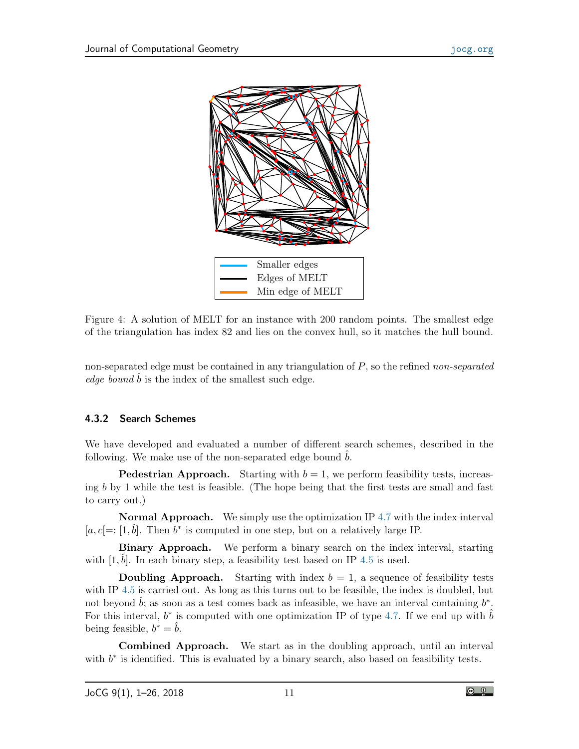Smaller edges

Edges of MELT

Min edge of MELT

Figure 4: A solution of MELT for an instance with 200 random points. The smallest edge of the triangulation has index 82 and lies on the convex hull, so it matches the hull bound.

non-separated edge must be contained in any triangulation of $P$, so the refined *non-separated edge bound* $\hat{b}$ is the index of the smallest such edge.

### 4.3.2 Search Schemes

We have developed and evaluated a number of different search schemes, described in the following. We make use of the non-separated edge bound $\hat{b}$.

**Pedestrian Approach.** Starting with $b = 1$, we perform feasibility tests, increasing $b$ by 1 while the test is feasible. (The hope being that the first tests are small and fast to carry out.)

**Normal Approach.** We simply use the optimization IP 4.7 with the index interval $[a, c[ =: [1, \hat{b}]$. Then $b^*$ is computed in one step, but on a relatively large IP.

**Binary Approach.** We perform a binary search on the index interval, starting with $[1, \hat{b}]$. In each binary step, a feasibility test based on IP 4.5 is used.

**Doubling Approach.** Starting with index $b = 1$, a sequence of feasibility tests with IP 4.5 is carried out. As long as this turns out to be feasible, the index is doubled, but not beyond $\hat{b}$; as soon as a test comes back as infeasible, we have an interval containing $b^*$. For this interval, $b^*$ is computed with one optimization IP of type 4.7. If we end up with $\hat{b}$ being feasible, $b^* = \hat{b}$.

**Combined Approach.** We start as in the doubling approach, until an interval with $b^*$ is identified. This is evaluated by a binary search, also based on feasibility tests.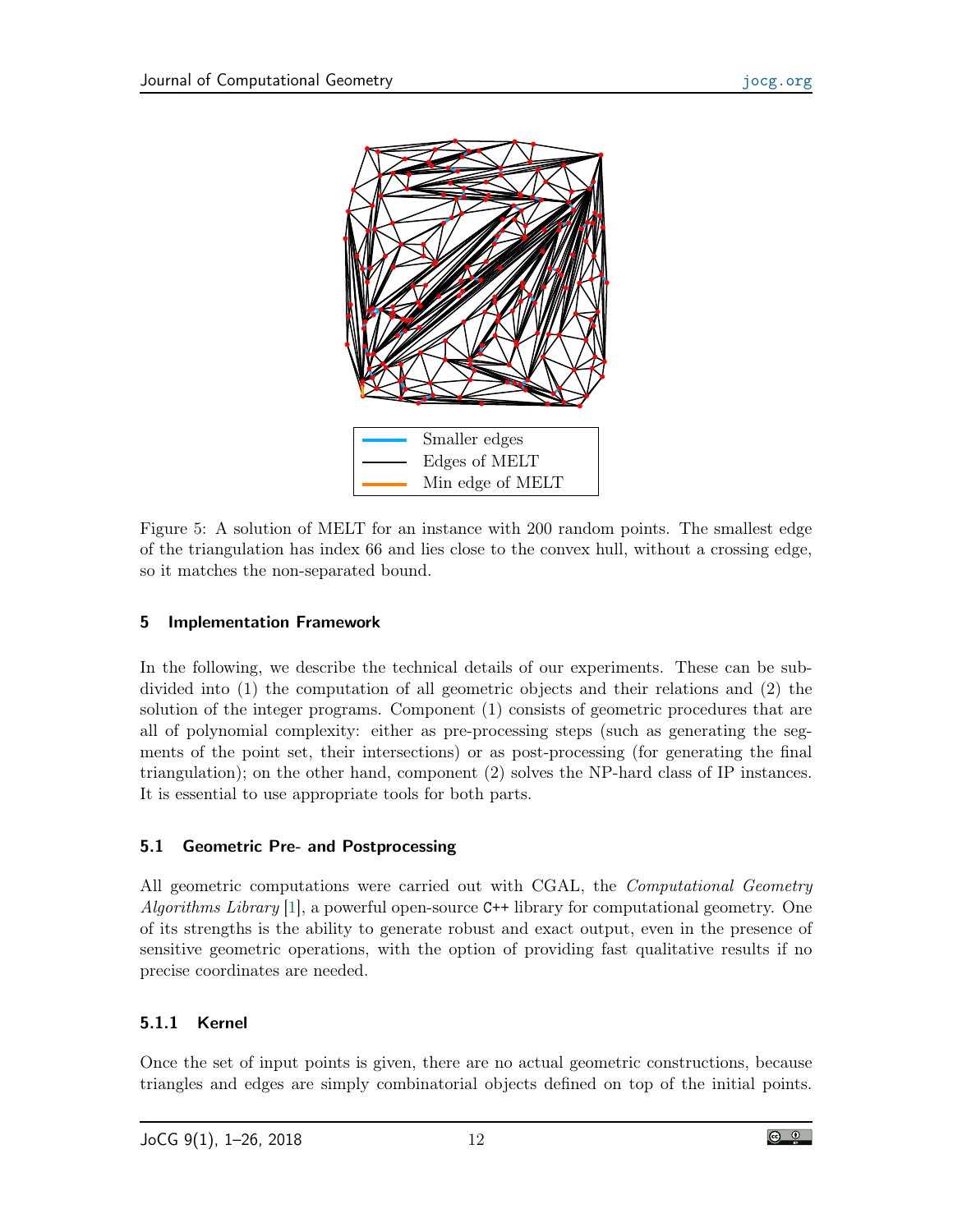Figure 5: A solution of MELT for an instance with 200 random points. The smallest edge of the triangulation has index 66 and lies close to the convex hull, without a crossing edge, so it matches the non-separated bound.

## 5 Implementation Framework

In the following, we describe the technical details of our experiments. These can be subdivided into (1) the computation of all geometric objects and their relations and (2) the solution of the integer programs. Component (1) consists of geometric procedures that are all of polynomial complexity: either as pre-processing steps (such as generating the segments of the point set, their intersections) or as post-processing (for generating the final triangulation); on the other hand, component (2) solves the NP-hard class of IP instances. It is essential to use appropriate tools for both parts.

### 5.1 Geometric Pre- and Postprocessing

All geometric computations were carried out with CGAL, the *Computational Geometry Algorithms Library* [1], a powerful open-source `C++` library for computational geometry. One of its strengths is the ability to generate robust and exact output, even in the presence of sensitive geometric operations, with the option of providing fast qualitative results if no precise coordinates are needed.

#### 5.1.1 Kernel

Once the set of input points is given, there are no actual geometric constructions, because triangles and edges are simply combinatorial objects defined on top of the initial points.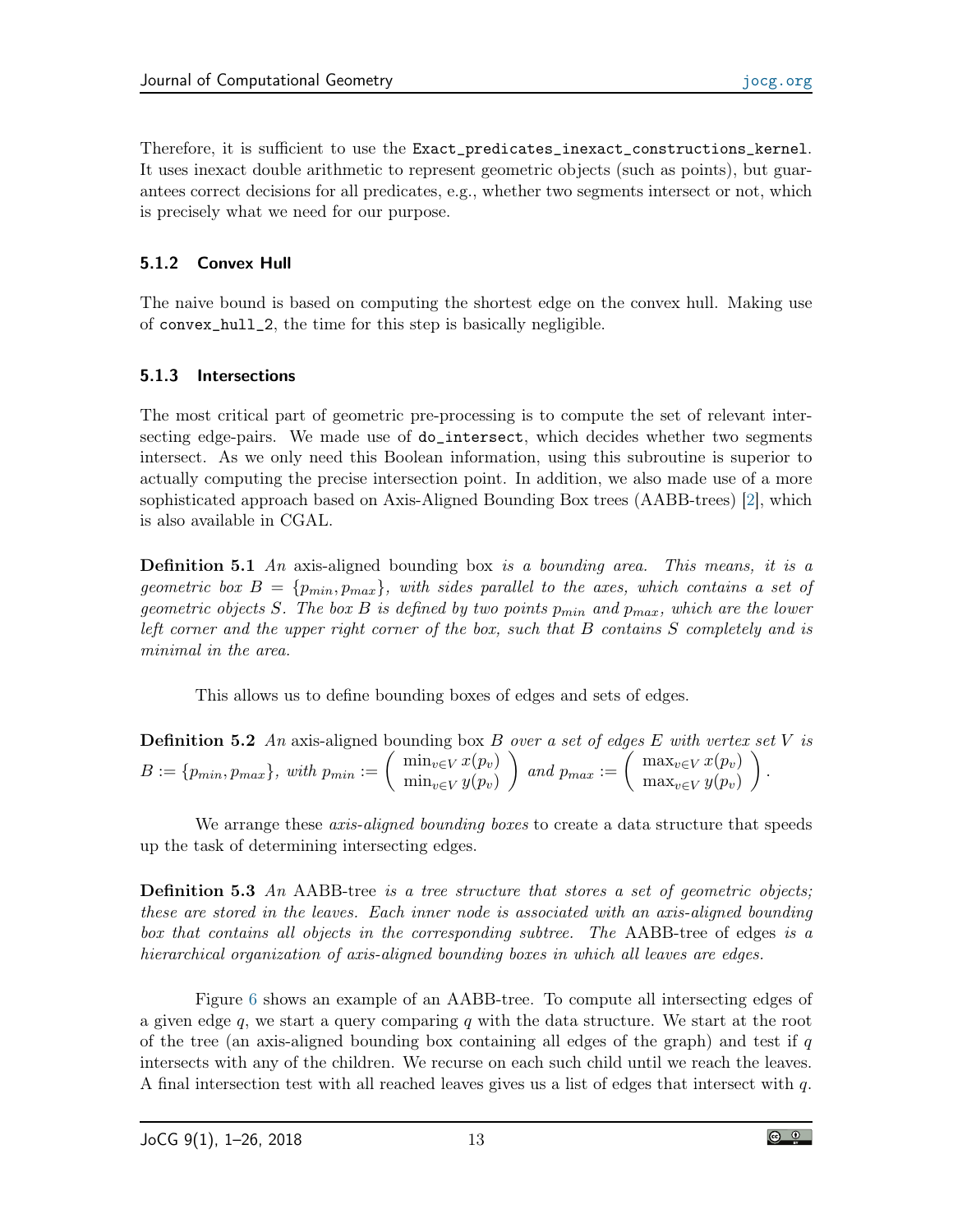Therefore, it is sufficient to use the `Exact_predicates_inexact_constructions_kernel`. It uses inexact double arithmetic to represent geometric objects (such as points), but guarantees correct decisions for all predicates, e.g., whether two segments intersect or not, which is precisely what we need for our purpose.

### 5.1.2 Convex Hull

The naive bound is based on computing the shortest edge on the convex hull. Making use of `convex_hull_2`, the time for this step is basically negligible.

### 5.1.3 Intersections

The most critical part of geometric pre-processing is to compute the set of relevant intersecting edge-pairs. We made use of `do_intersect`, which decides whether two segments intersect. As we only need this Boolean information, using this subroutine is superior to actually computing the precise intersection point. In addition, we also made use of a more sophisticated approach based on Axis-Aligned Bounding Box trees (AABB-trees) [2], which is also available in CGAL.

**Definition 5.1** *An* axis-aligned bounding box *is a bounding area. This means, it is a geometric box $B = \{p_{min}, p_{max}\}$, with sides parallel to the axes, which contains a set of geometric objects $S$. The box $B$ is defined by two points $p_{min}$ and $p_{max}$, which are the lower left corner and the upper right corner of the box, such that $B$ contains $S$ completely and is minimal in the area.*

This allows us to define bounding boxes of edges and sets of edges.

**Definition 5.2** *An* axis-aligned bounding box *$B$ over a set of edges $E$ with vertex set $V$ is $B := \{p_{min}, p_{max}\}$, with $p_{min} := \begin{pmatrix} \min_{v \in V} x(p_v) \\ \min_{v \in V} y(p_v) \end{pmatrix}$ and $p_{max} := \begin{pmatrix} \max_{v \in V} x(p_v) \\ \max_{v \in V} y(p_v) \end{pmatrix}$.*

We arrange these *axis-aligned bounding boxes* to create a data structure that speeds up the task of determining intersecting edges.

**Definition 5.3** *An* AABB-tree *is a tree structure that stores a set of geometric objects; these are stored in the leaves. Each inner node is associated with an axis-aligned bounding box that contains all objects in the corresponding subtree. The* AABB-tree of edges *is a hierarchical organization of axis-aligned bounding boxes in which all leaves are edges.*

Figure 6 shows an example of an AABB-tree. To compute all intersecting edges of a given edge $q$, we start a query comparing $q$ with the data structure. We start at the root of the tree (an axis-aligned bounding box containing all edges of the graph) and test if $q$ intersects with any of the children. We recurse on each such child until we reach the leaves. A final intersection test with all reached leaves gives us a list of edges that intersect with $q$.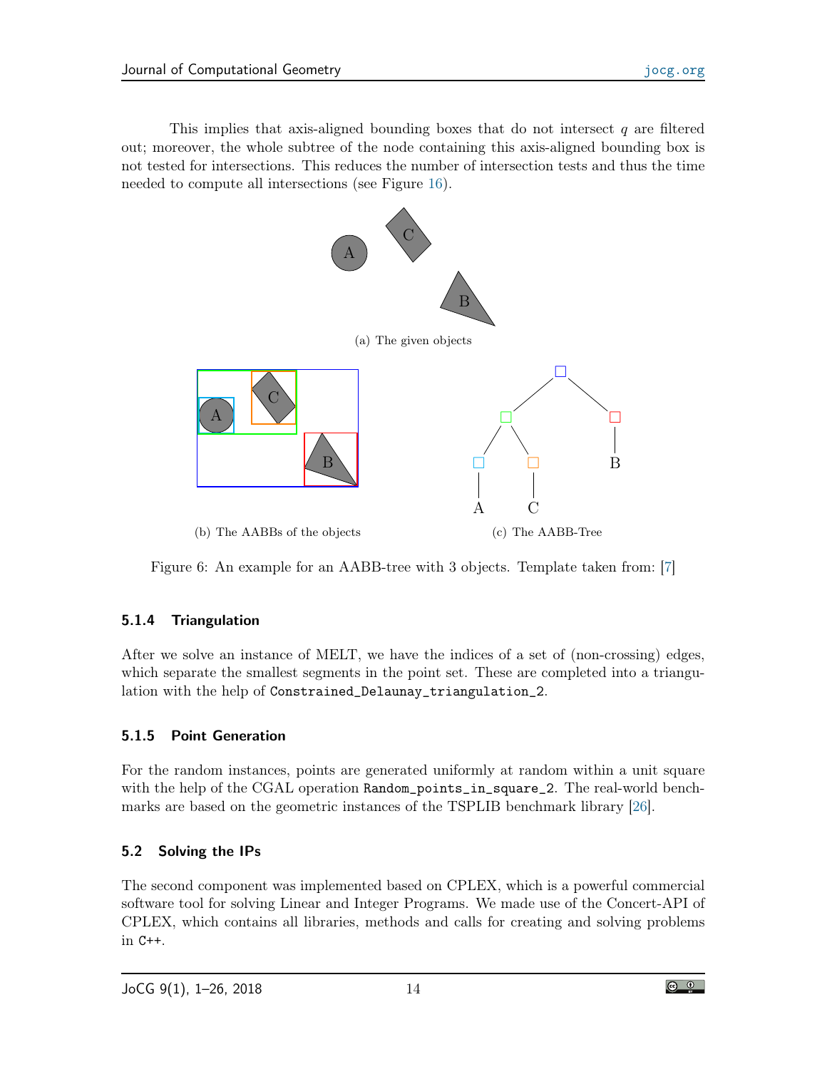This implies that axis-aligned bounding boxes that do not intersect $q$ are filtered out; moreover, the whole subtree of the node containing this axis-aligned bounding box is not tested for intersections. This reduces the number of intersection tests and thus the time needed to compute all intersections (see Figure 16).

(a) The given objects

(b) The AABBs of the objects

(c) The AABB-Tree

Figure 6: An example for an AABB-tree with 3 objects. Template taken from: [7]

#### 5.1.4 Triangulation

After we solve an instance of MELT, we have the indices of a set of (non-crossing) edges, which separate the smallest segments in the point set. These are completed into a triangulation with the help of `Constrained_Delaunay_triangulation_2`.

#### 5.1.5 Point Generation

For the random instances, points are generated uniformly at random within a unit square with the help of the CGAL operation `Random_points_in_square_2`. The real-world benchmarks are based on the geometric instances of the TSPLIB benchmark library [26].

### 5.2 Solving the IPs

The second component was implemented based on CPLEX, which is a powerful commercial software tool for solving Linear and Integer Programs. We made use of the Concert-API of CPLEX, which contains all libraries, methods and calls for creating and solving problems in C++.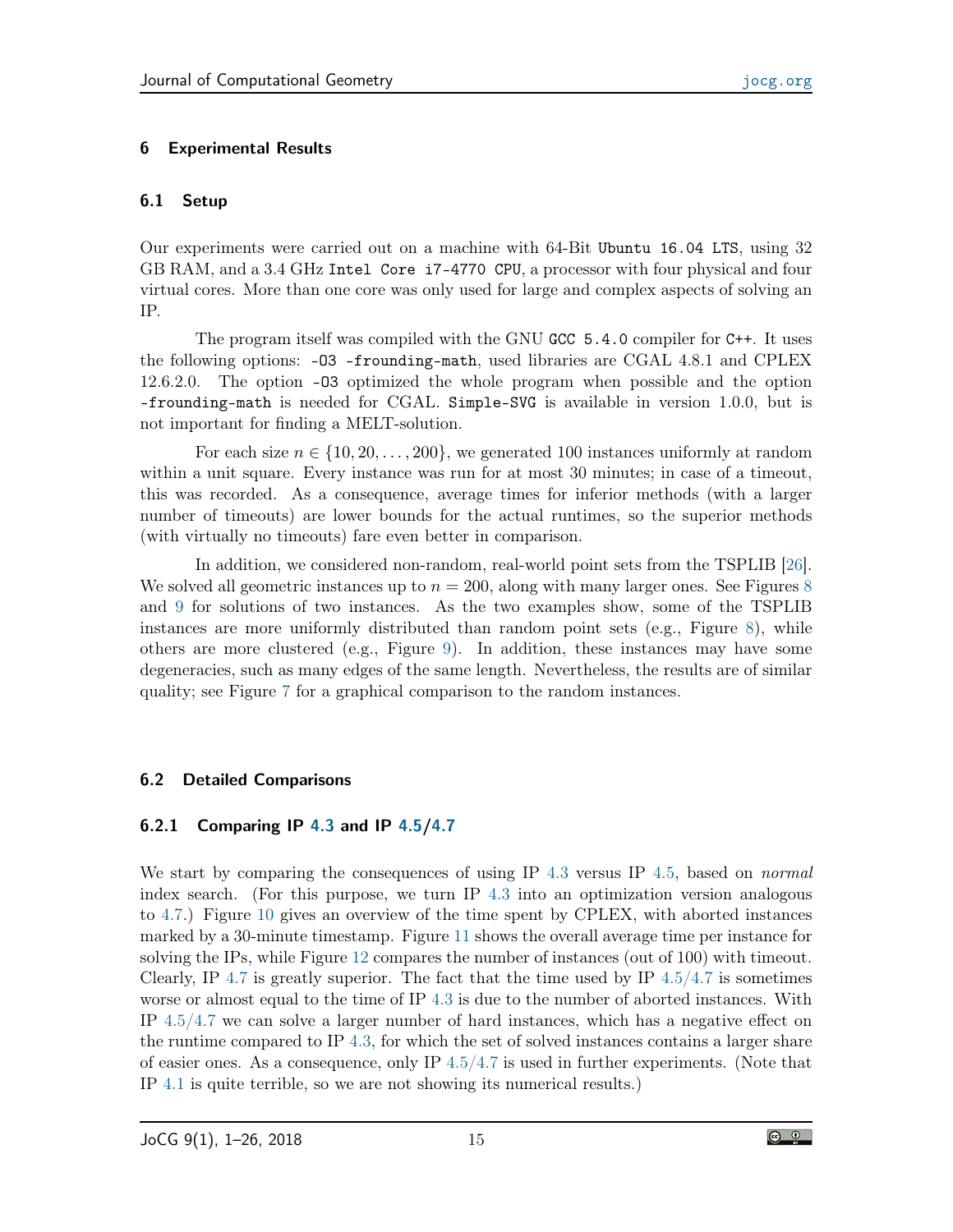## 6 Experimental Results

### 6.1 Setup

Our experiments were carried out on a machine with 64-Bit `Ubuntu 16.04 LTS`, using 32 GB RAM, and a 3.4 GHz `Intel Core i7-4770 CPU`, a processor with four physical and four virtual cores. More than one core was only used for large and complex aspects of solving an IP.

The program itself was compiled with the GNU `GCC 5.4.0` compiler for `C++`. It uses the following options: `-O3 -frounding-math`, used libraries are CGAL 4.8.1 and CPLEX 12.6.2.0. The option `-O3` optimized the whole program when possible and the option `-frounding-math` is needed for CGAL. `Simple-SVG` is available in version 1.0.0, but is not important for finding a MELT-solution.

For each size $n \in \{10, 20, \ldots, 200\}$, we generated 100 instances uniformly at random within a unit square. Every instance was run for at most 30 minutes; in case of a timeout, this was recorded. As a consequence, average times for inferior methods (with a larger number of timeouts) are lower bounds for the actual runtimes, so the superior methods (with virtually no timeouts) fare even better in comparison.

In addition, we considered non-random, real-world point sets from the TSPLIB [26]. We solved all geometric instances up to $n = 200$, along with many larger ones. See Figures 8 and 9 for solutions of two instances. As the two examples show, some of the TSPLIB instances are more uniformly distributed than random point sets (e.g., Figure 8), while others are more clustered (e.g., Figure 9). In addition, these instances may have some degeneracies, such as many edges of the same length. Nevertheless, the results are of similar quality; see Figure 7 for a graphical comparison to the random instances.

### 6.2 Detailed Comparisons

#### 6.2.1 Comparing IP 4.3 and IP 4.5/4.7

We start by comparing the consequences of using IP 4.3 versus IP 4.5, based on *normal* index search. (For this purpose, we turn IP 4.3 into an optimization version analogous to 4.7.) Figure 10 gives an overview of the time spent by CPLEX, with aborted instances marked by a 30-minute timestamp. Figure 11 shows the overall average time per instance for solving the IPs, while Figure 12 compares the number of instances (out of 100) with timeout. Clearly, IP 4.7 is greatly superior. The fact that the time used by IP 4.5/4.7 is sometimes worse or almost equal to the time of IP 4.3 is due to the number of aborted instances. With IP 4.5/4.7 we can solve a larger number of hard instances, which has a negative effect on the runtime compared to IP 4.3, for which the set of solved instances contains a larger share of easier ones. As a consequence, only IP 4.5/4.7 is used in further experiments. (Note that IP 4.1 is quite terrible, so we are not showing its numerical results.)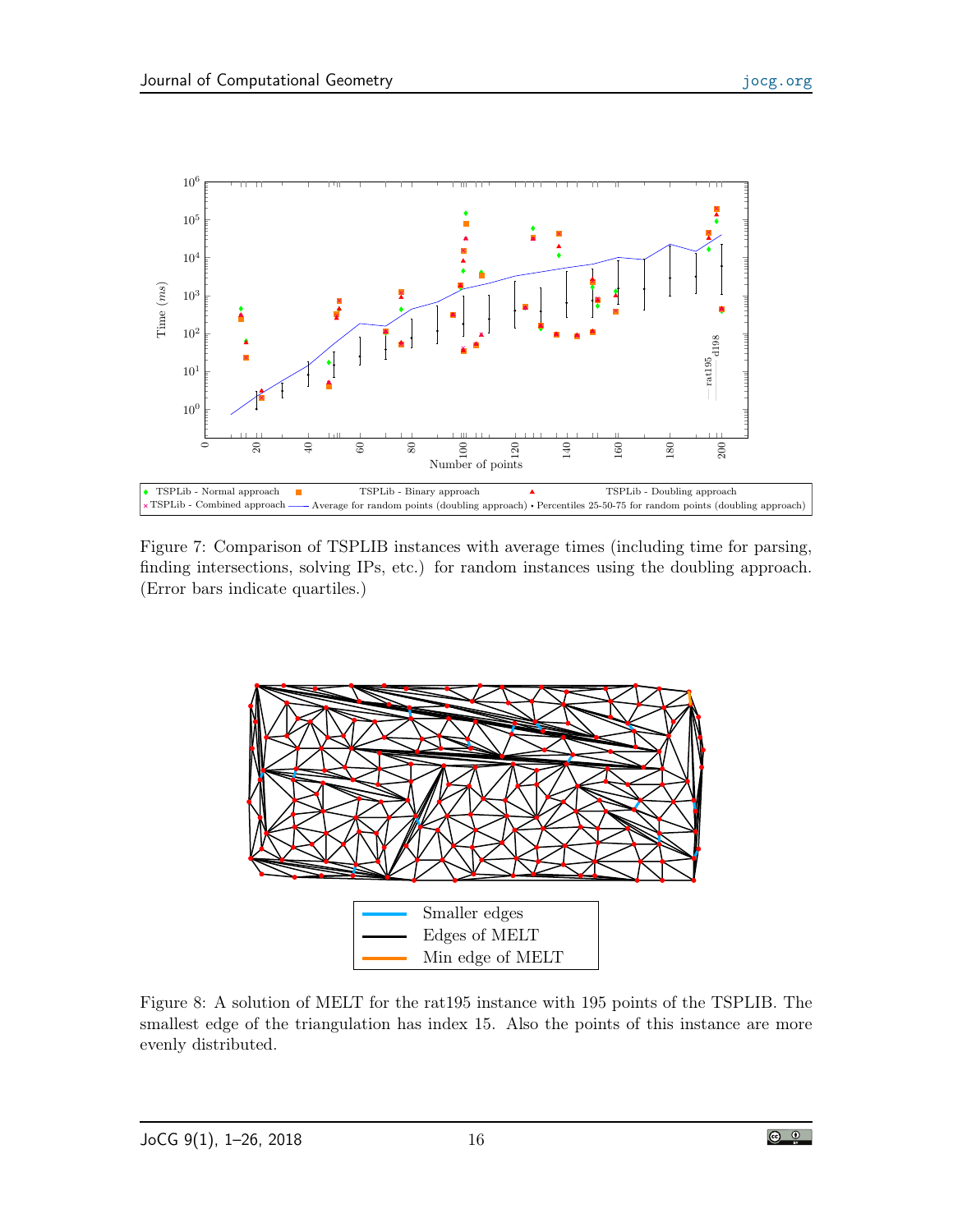Figure 7: Comparison of TSPLIB instances with average times (including time for parsing, finding intersections, solving IPs, etc.) for random instances using the doubling approach. (Error bars indicate quartiles.)

Figure 8: A solution of MELT for the rat195 instance with 195 points of the TSPLIB. The smallest edge of the triangulation has index 15. Also the points of this instance are more evenly distributed.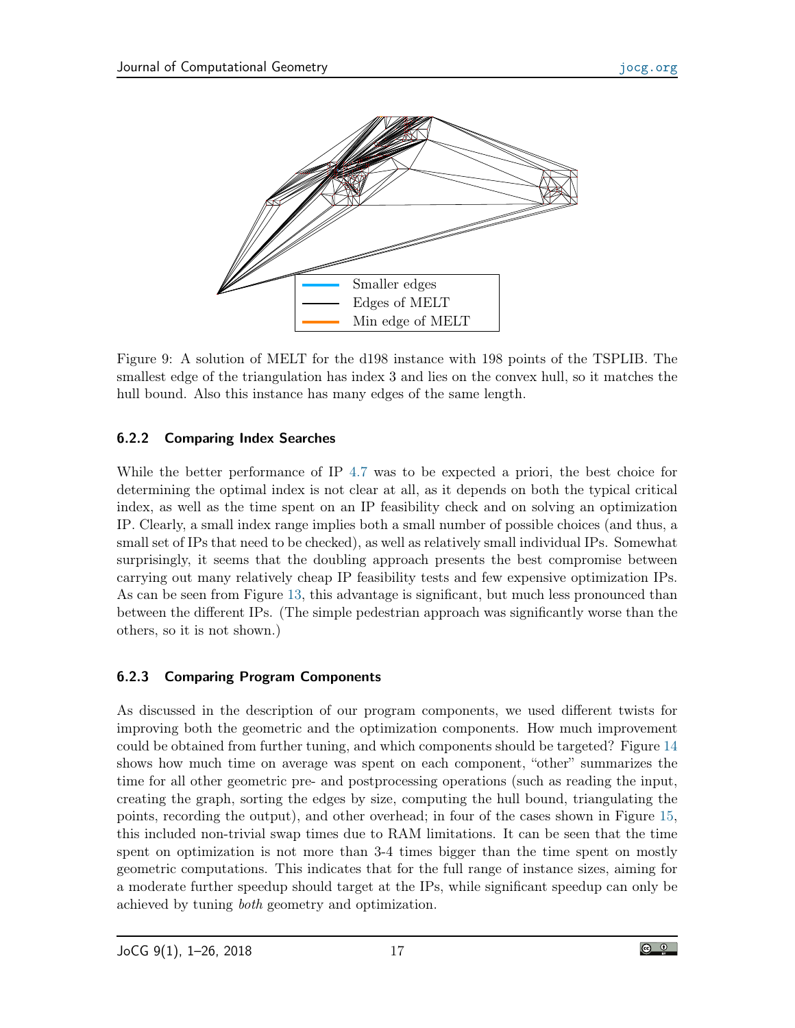Figure 9: A solution of MELT for the d198 instance with 198 points of the TSPLIB. The smallest edge of the triangulation has index 3 and lies on the convex hull, so it matches the hull bound. Also this instance has many edges of the same length.

### 6.2.2 Comparing Index Searches

While the better performance of IP 4.7 was to be expected a priori, the best choice for determining the optimal index is not clear at all, as it depends on both the typical critical index, as well as the time spent on an IP feasibility check and on solving an optimization IP. Clearly, a small index range implies both a small number of possible choices (and thus, a small set of IPs that need to be checked), as well as relatively small individual IPs. Somewhat surprisingly, it seems that the doubling approach presents the best compromise between carrying out many relatively cheap IP feasibility tests and few expensive optimization IPs. As can be seen from Figure 13, this advantage is significant, but much less pronounced than between the different IPs. (The simple pedestrian approach was significantly worse than the others, so it is not shown.)

### 6.2.3 Comparing Program Components

As discussed in the description of our program components, we used different twists for improving both the geometric and the optimization components. How much improvement could be obtained from further tuning, and which components should be targeted? Figure 14 shows how much time on average was spent on each component, "other" summarizes the time for all other geometric pre- and postprocessing operations (such as reading the input, creating the graph, sorting the edges by size, computing the hull bound, triangulating the points, recording the output), and other overhead; in four of the cases shown in Figure 15, this included non-trivial swap times due to RAM limitations. It can be seen that the time spent on optimization is not more than 3-4 times bigger than the time spent on mostly geometric computations. This indicates that for the full range of instance sizes, aiming for a moderate further speedup should target at the IPs, while significant speedup can only be achieved by tuning *both* geometry and optimization.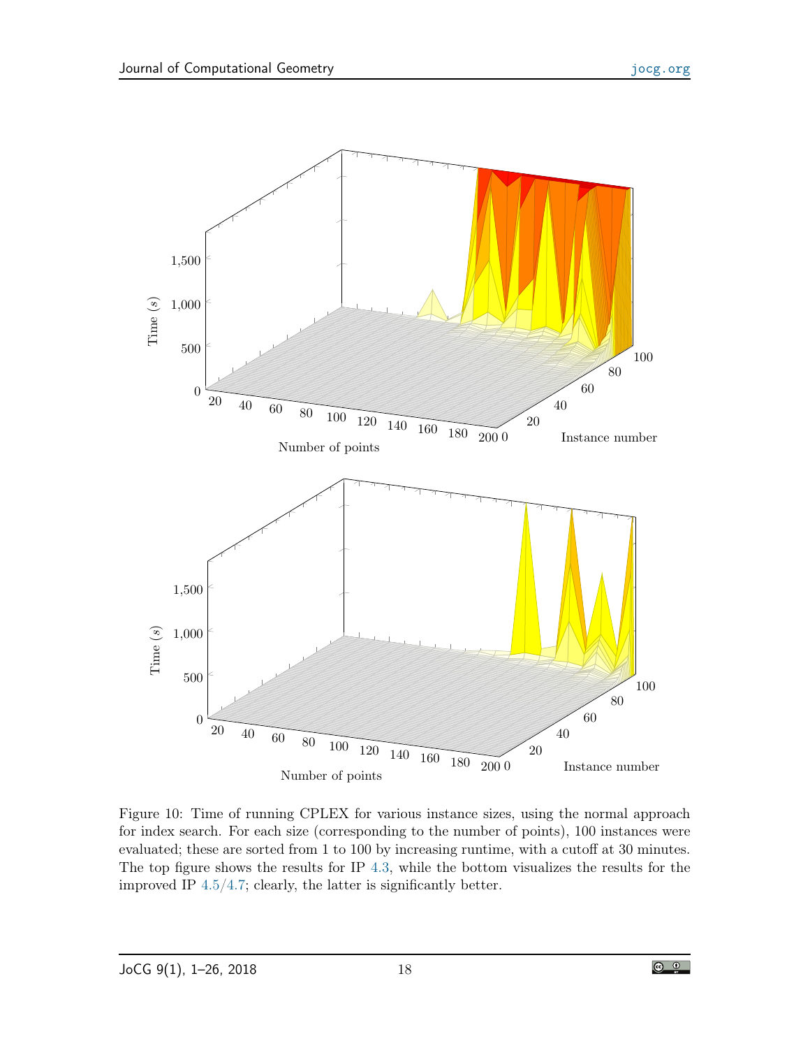Figure 10: Time of running CPLEX for various instance sizes, using the normal approach for index search. For each size (corresponding to the number of points), 100 instances were evaluated; these are sorted from 1 to 100 by increasing runtime, with a cutoff at 30 minutes. The top figure shows the results for IP 4.3, while the bottom visualizes the results for the improved IP 4.5/4.7; clearly, the latter is significantly better.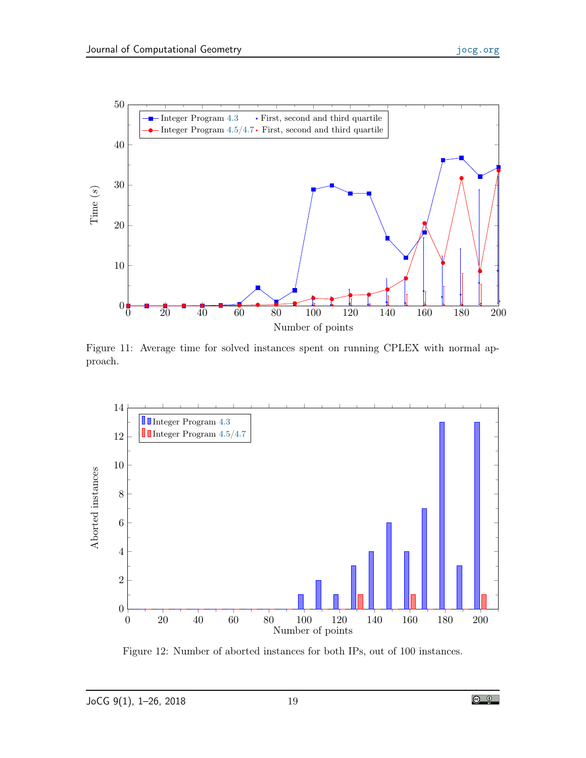Figure 11: Average time for solved instances spent on running CPLEX with normal approach.

Figure 12: Number of aborted instances for both IPs, out of 100 instances.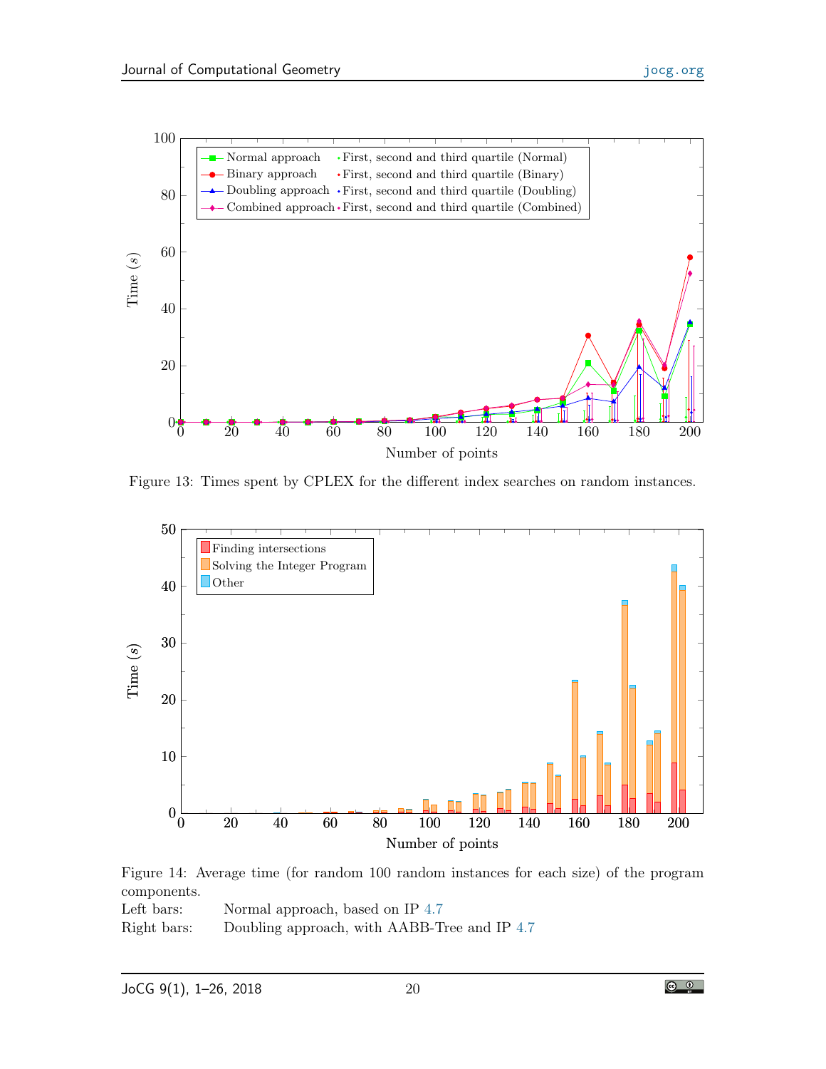Figure 13: Times spent by CPLEX for the different index searches on random instances.

Figure 14: Average time (for random 100 random instances for each size) of the program components.

Left bars: Normal approach, based on IP 4.7

Right bars: Doubling approach, with AABB-Tree and IP 4.7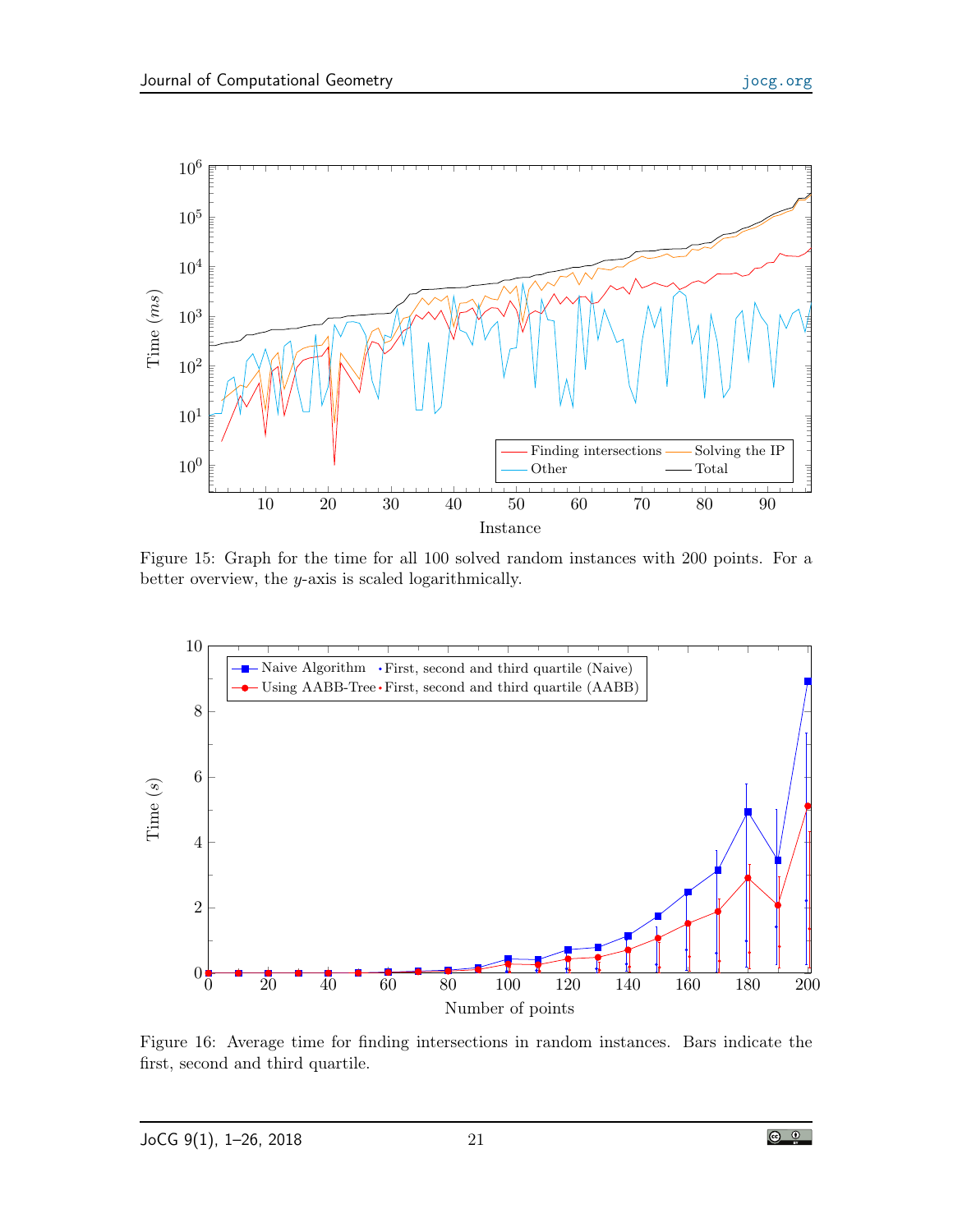Figure 15: Graph for the time for all 100 solved random instances with 200 points. For a better overview, the $y$-axis is scaled logarithmically.

Figure 16: Average time for finding intersections in random instances. Bars indicate the first, second and third quartile.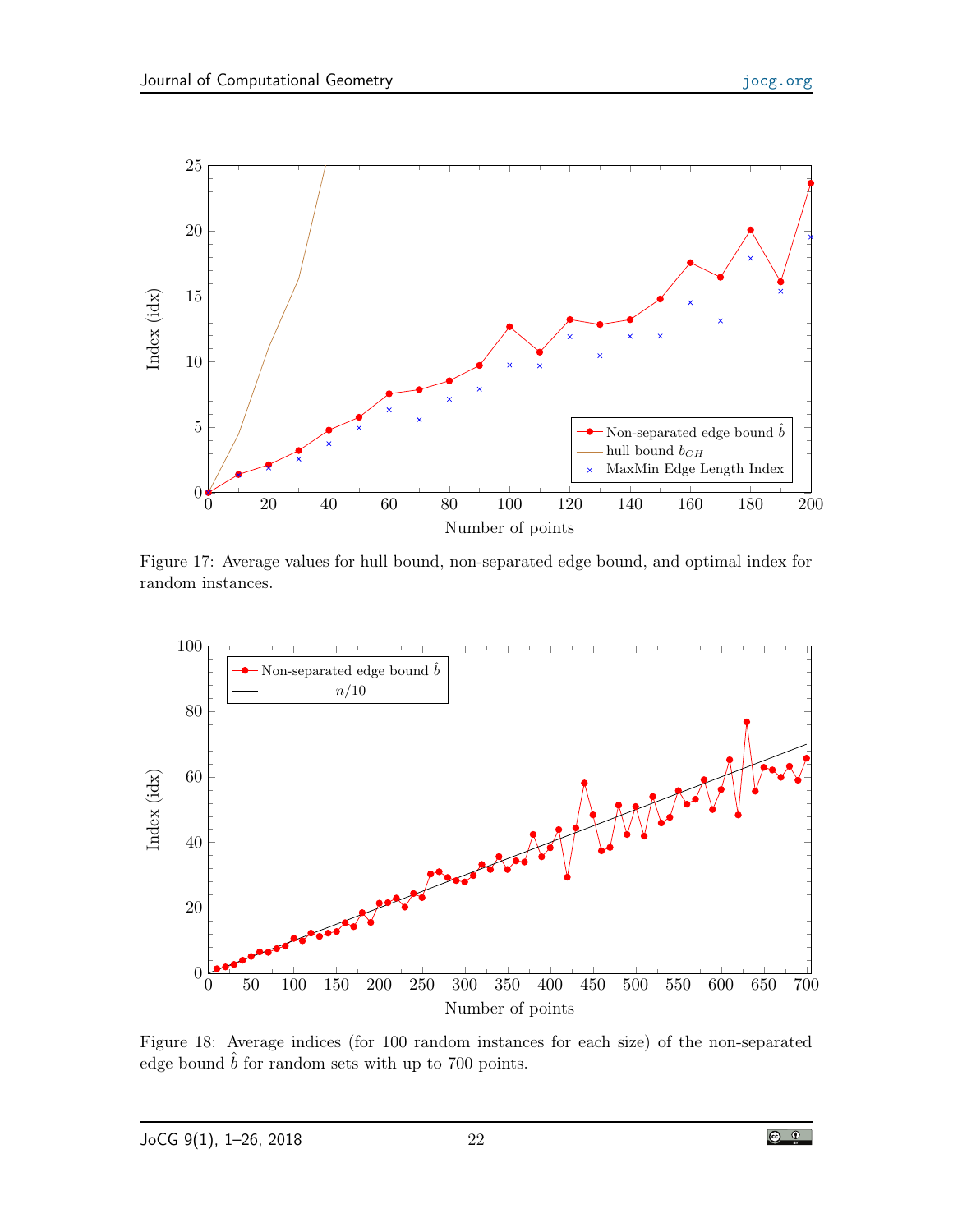Figure 17: Average values for hull bound, non-separated edge bound, and optimal index for random instances.

Figure 18: Average indices (for 100 random instances for each size) of the non-separated edge bound $\hat{b}$ for random sets with up to 700 points.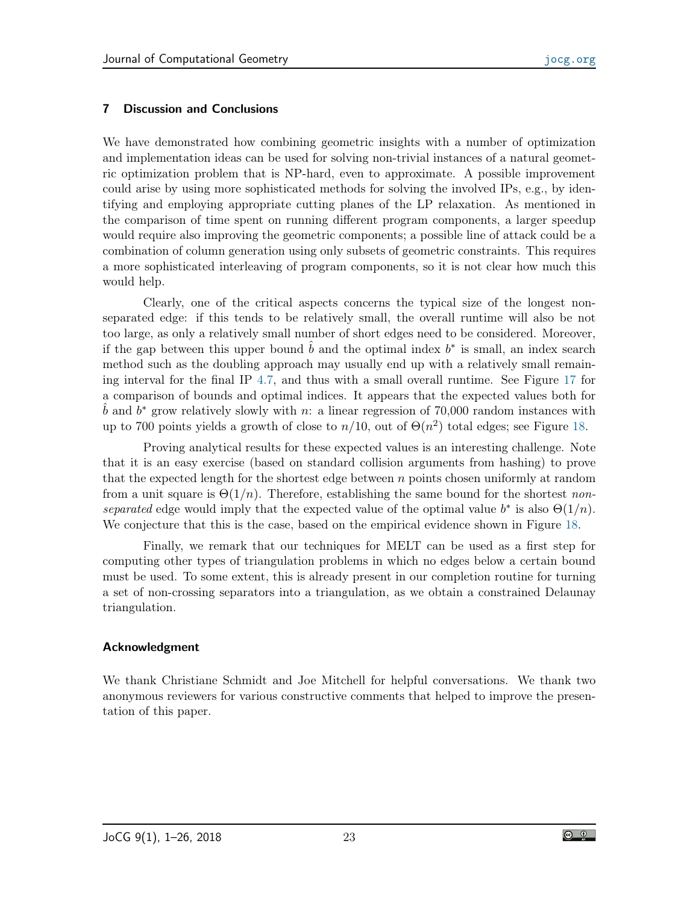## 7 Discussion and Conclusions

We have demonstrated how combining geometric insights with a number of optimization and implementation ideas can be used for solving non-trivial instances of a natural geometric optimization problem that is NP-hard, even to approximate. A possible improvement could arise by using more sophisticated methods for solving the involved IPs, e.g., by identifying and employing appropriate cutting planes of the LP relaxation. As mentioned in the comparison of time spent on running different program components, a larger speedup would require also improving the geometric components; a possible line of attack could be a combination of column generation using only subsets of geometric constraints. This requires a more sophisticated interleaving of program components, so it is not clear how much this would help.

Clearly, one of the critical aspects concerns the typical size of the longest non-separated edge: if this tends to be relatively small, the overall runtime will also be not too large, as only a relatively small number of short edges need to be considered. Moreover, if the gap between this upper bound $\hat{b}$ and the optimal index $b^*$ is small, an index search method such as the doubling approach may usually end up with a relatively small remaining interval for the final IP 4.7, and thus with a small overall runtime. See Figure 17 for a comparison of bounds and optimal indices. It appears that the expected values both for $\hat{b}$ and $b^*$ grow relatively slowly with $n$: a linear regression of 70,000 random instances with up to 700 points yields a growth of close to $n/10$, out of $\Theta(n^2)$ total edges; see Figure 18.

Proving analytical results for these expected values is an interesting challenge. Note that it is an easy exercise (based on standard collision arguments from hashing) to prove that the expected length for the shortest edge between $n$ points chosen uniformly at random from a unit square is $\Theta(1/n)$. Therefore, establishing the same bound for the shortest *non-separated* edge would imply that the expected value of the optimal value $b^*$ is also $\Theta(1/n)$. We conjecture that this is the case, based on the empirical evidence shown in Figure 18.

Finally, we remark that our techniques for MELT can be used as a first step for computing other types of triangulation problems in which no edges below a certain bound must be used. To some extent, this is already present in our completion routine for turning a set of non-crossing separators into a triangulation, as we obtain a constrained Delaunay triangulation.

### Acknowledgment

We thank Christiane Schmidt and Joe Mitchell for helpful conversations. We thank two anonymous reviewers for various constructive comments that helped to improve the presentation of this paper.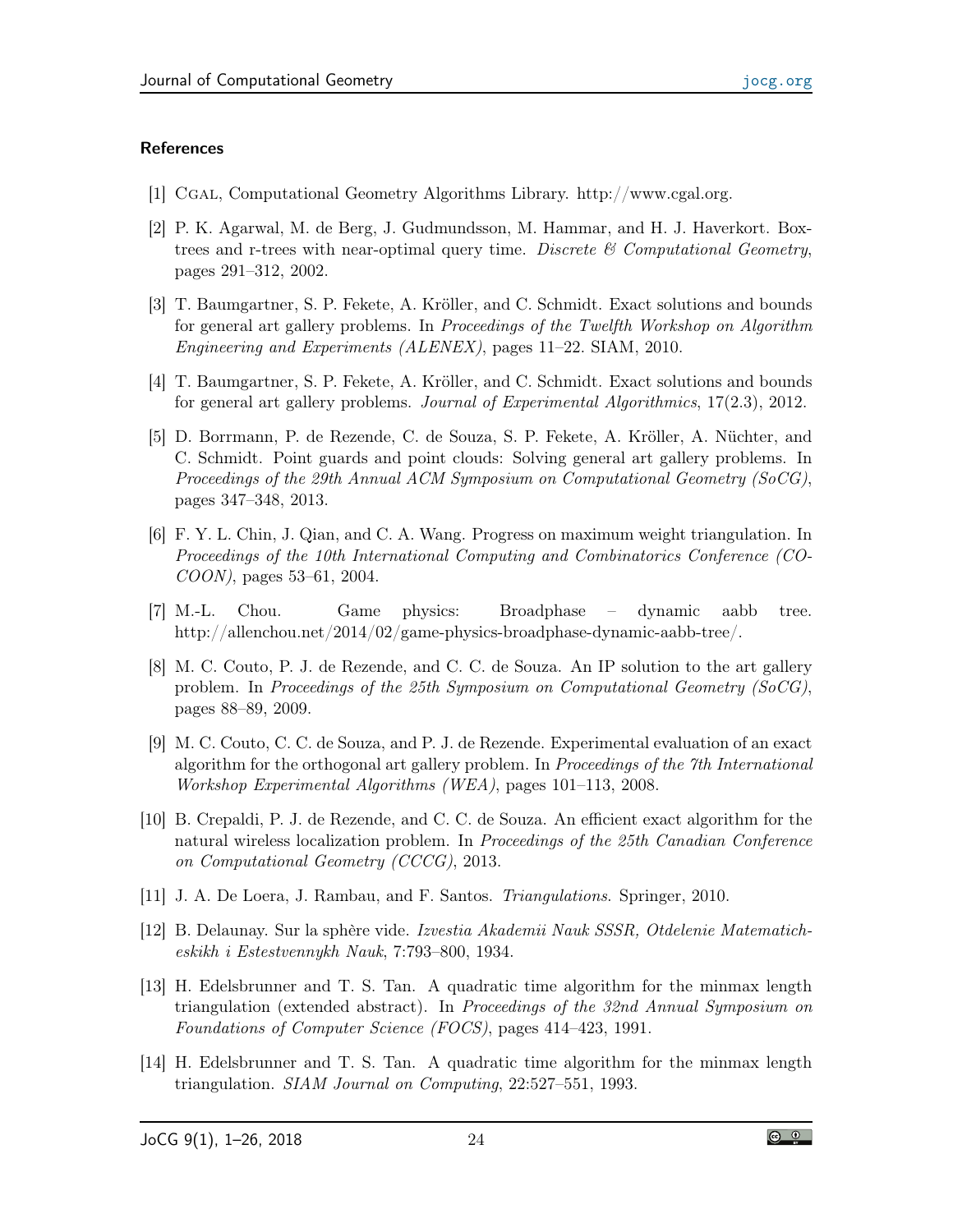### References

[1] Cgal, Computational Geometry Algorithms Library. http://www.cgal.org.

[2] P. K. Agarwal, M. de Berg, J. Gudmundsson, M. Hammar, and H. J. Haverkort. Box-trees and r-trees with near-optimal query time. *Discrete & Computational Geometry*, pages 291–312, 2002.

[3] T. Baumgartner, S. P. Fekete, A. Kröller, and C. Schmidt. Exact solutions and bounds for general art gallery problems. In *Proceedings of the Twelfth Workshop on Algorithm Engineering and Experiments (ALENEX)*, pages 11–22. SIAM, 2010.

[4] T. Baumgartner, S. P. Fekete, A. Kröller, and C. Schmidt. Exact solutions and bounds for general art gallery problems. *Journal of Experimental Algorithmics*, 17(2.3), 2012.

[5] D. Borrmann, P. de Rezende, C. de Souza, S. P. Fekete, A. Kröller, A. Nüchter, and C. Schmidt. Point guards and point clouds: Solving general art gallery problems. In *Proceedings of the 29th Annual ACM Symposium on Computational Geometry (SoCG)*, pages 347–348, 2013.

[6] F. Y. L. Chin, J. Qian, and C. A. Wang. Progress on maximum weight triangulation. In *Proceedings of the 10th International Computing and Combinatorics Conference (COCOON)*, pages 53–61, 2004.

[7] M.-L. Chou. Game physics: Broadphase – dynamic aabb tree. http://allenchou.net/2014/02/game-physics-broadphase-dynamic-aabb-tree/.

[8] M. C. Couto, P. J. de Rezende, and C. C. de Souza. An IP solution to the art gallery problem. In *Proceedings of the 25th Symposium on Computational Geometry (SoCG)*, pages 88–89, 2009.

[9] M. C. Couto, C. C. de Souza, and P. J. de Rezende. Experimental evaluation of an exact algorithm for the orthogonal art gallery problem. In *Proceedings of the 7th International Workshop Experimental Algorithms (WEA)*, pages 101–113, 2008.

[10] B. Crepaldi, P. J. de Rezende, and C. C. de Souza. An efficient exact algorithm for the natural wireless localization problem. In *Proceedings of the 25th Canadian Conference on Computational Geometry (CCCG)*, 2013.

[11] J. A. De Loera, J. Rambau, and F. Santos. *Triangulations.* Springer, 2010.

[12] B. Delaunay. Sur la sphère vide. *Izvestia Akademii Nauk SSSR, Otdelenie Matematicheskikh i Estestvennykh Nauk*, 7:793–800, 1934.

[13] H. Edelsbrunner and T. S. Tan. A quadratic time algorithm for the minmax length triangulation (extended abstract). In *Proceedings of the 32nd Annual Symposium on Foundations of Computer Science (FOCS)*, pages 414–423, 1991.

[14] H. Edelsbrunner and T. S. Tan. A quadratic time algorithm for the minmax length triangulation. *SIAM Journal on Computing*, 22:527–551, 1993.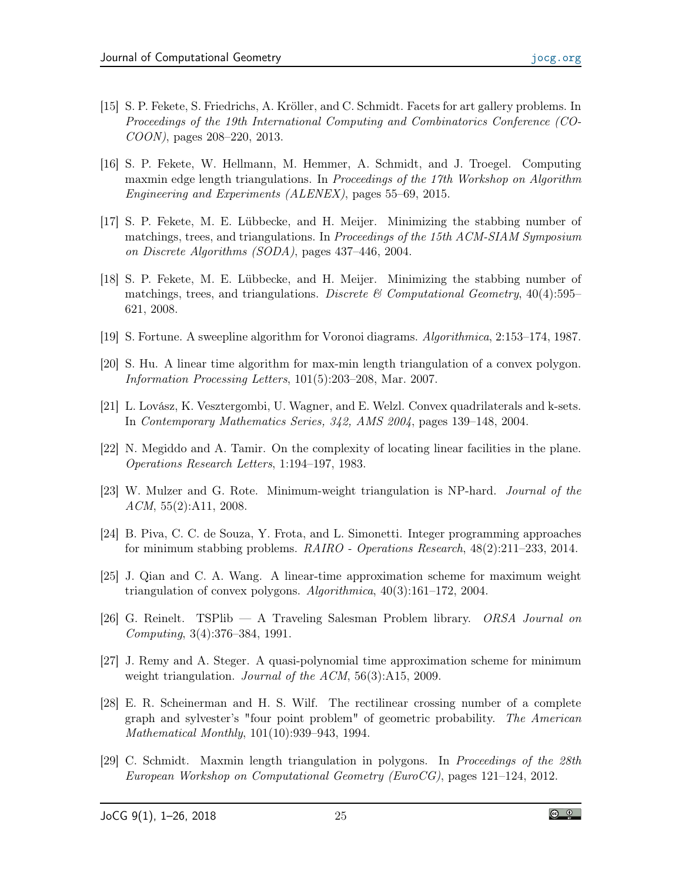[15] S. P. Fekete, S. Friedrichs, A. Kröller, and C. Schmidt. Facets for art gallery problems. In *Proceedings of the 19th International Computing and Combinatorics Conference (COCOON)*, pages 208–220, 2013.

[16] S. P. Fekete, W. Hellmann, M. Hemmer, A. Schmidt, and J. Troegel. Computing maxmin edge length triangulations. In *Proceedings of the 17th Workshop on Algorithm Engineering and Experiments (ALENEX)*, pages 55–69, 2015.

[17] S. P. Fekete, M. E. Lübbecke, and H. Meijer. Minimizing the stabbing number of matchings, trees, and triangulations. In *Proceedings of the 15th ACM-SIAM Symposium on Discrete Algorithms (SODA)*, pages 437–446, 2004.

[18] S. P. Fekete, M. E. Lübbecke, and H. Meijer. Minimizing the stabbing number of matchings, trees, and triangulations. *Discrete & Computational Geometry*, 40(4):595–621, 2008.

[19] S. Fortune. A sweepline algorithm for Voronoi diagrams. *Algorithmica*, 2:153–174, 1987.

[20] S. Hu. A linear time algorithm for max-min length triangulation of a convex polygon. *Information Processing Letters*, 101(5):203–208, Mar. 2007.

[21] L. Lovász, K. Vesztergombi, U. Wagner, and E. Welzl. Convex quadrilaterals and k-sets. In *Contemporary Mathematics Series, 342, AMS 2004*, pages 139–148, 2004.

[22] N. Megiddo and A. Tamir. On the complexity of locating linear facilities in the plane. *Operations Research Letters*, 1:194–197, 1983.

[23] W. Mulzer and G. Rote. Minimum-weight triangulation is NP-hard. *Journal of the ACM*, 55(2):A11, 2008.

[24] B. Piva, C. C. de Souza, Y. Frota, and L. Simonetti. Integer programming approaches for minimum stabbing problems. *RAIRO - Operations Research*, 48(2):211–233, 2014.

[25] J. Qian and C. A. Wang. A linear-time approximation scheme for maximum weight triangulation of convex polygons. *Algorithmica*, 40(3):161–172, 2004.

[26] G. Reinelt. TSPlib — A Traveling Salesman Problem library. *ORSA Journal on Computing*, 3(4):376–384, 1991.

[27] J. Remy and A. Steger. A quasi-polynomial time approximation scheme for minimum weight triangulation. *Journal of the ACM*, 56(3):A15, 2009.

[28] E. R. Scheinerman and H. S. Wilf. The rectilinear crossing number of a complete graph and sylvester's "four point problem" of geometric probability. *The American Mathematical Monthly*, 101(10):939–943, 1994.

[29] C. Schmidt. Maxmin length triangulation in polygons. In *Proceedings of the 28th European Workshop on Computational Geometry (EuroCG)*, pages 121–124, 2012.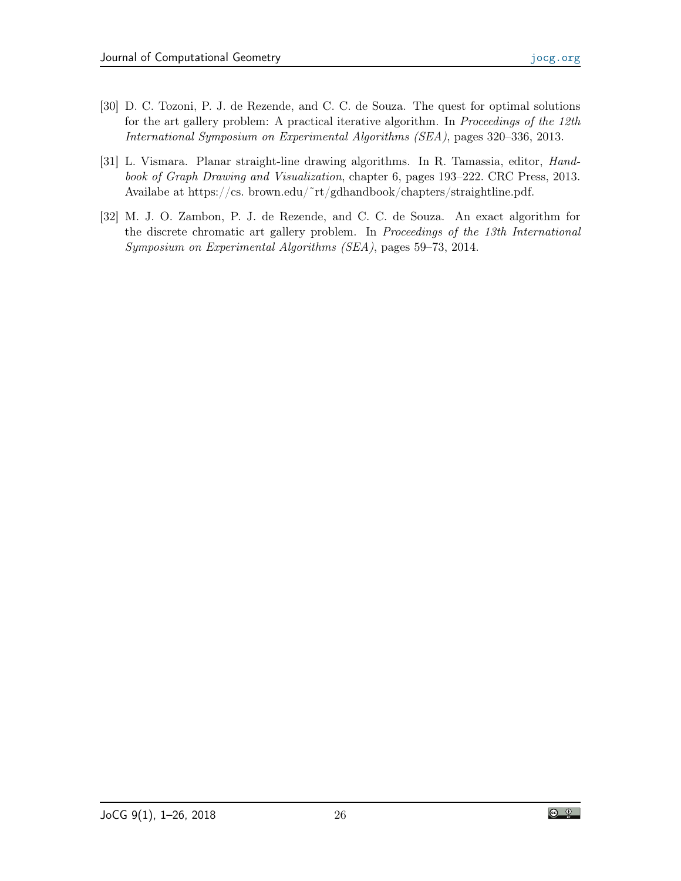[30] D. C. Tozoni, P. J. de Rezende, and C. C. de Souza. The quest for optimal solutions for the art gallery problem: A practical iterative algorithm. In *Proceedings of the 12th International Symposium on Experimental Algorithms (SEA)*, pages 320–336, 2013.

[31] L. Vismara. Planar straight-line drawing algorithms. In R. Tamassia, editor, *Handbook of Graph Drawing and Visualization*, chapter 6, pages 193–222. CRC Press, 2013. Availabe at https://cs. brown.edu/˜rt/gdhandbook/chapters/straightline.pdf.

[32] M. J. O. Zambon, P. J. de Rezende, and C. C. de Souza. An exact algorithm for the discrete chromatic art gallery problem. In *Proceedings of the 13th International Symposium on Experimental Algorithms (SEA)*, pages 59–73, 2014.